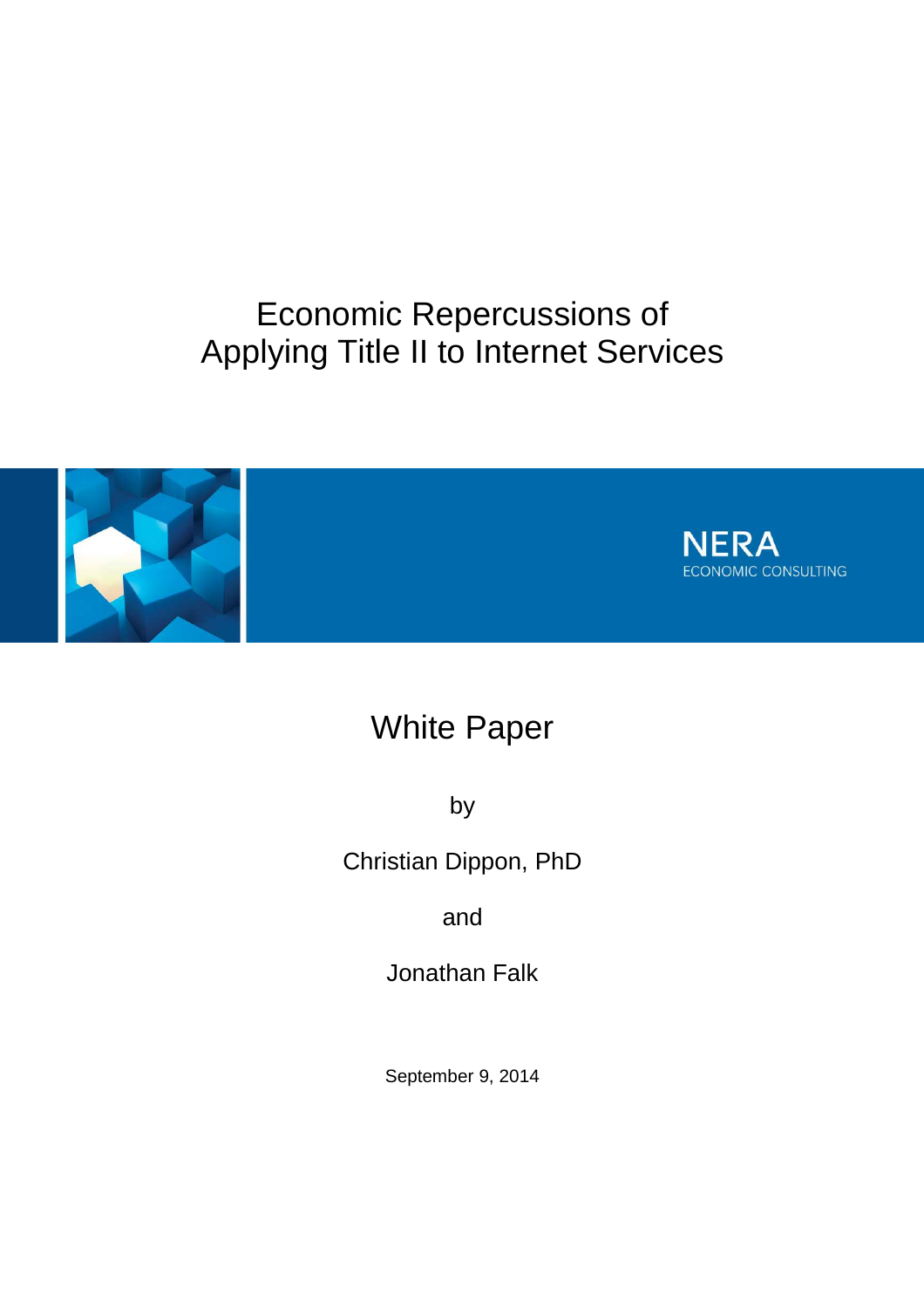# Economic Repercussions of Applying Title II to Internet Services

NERA
ECONOMIC CONSULTING

## White Paper

by

Christian Dippon, PhD

and

Jonathan Falk

September 9, 2014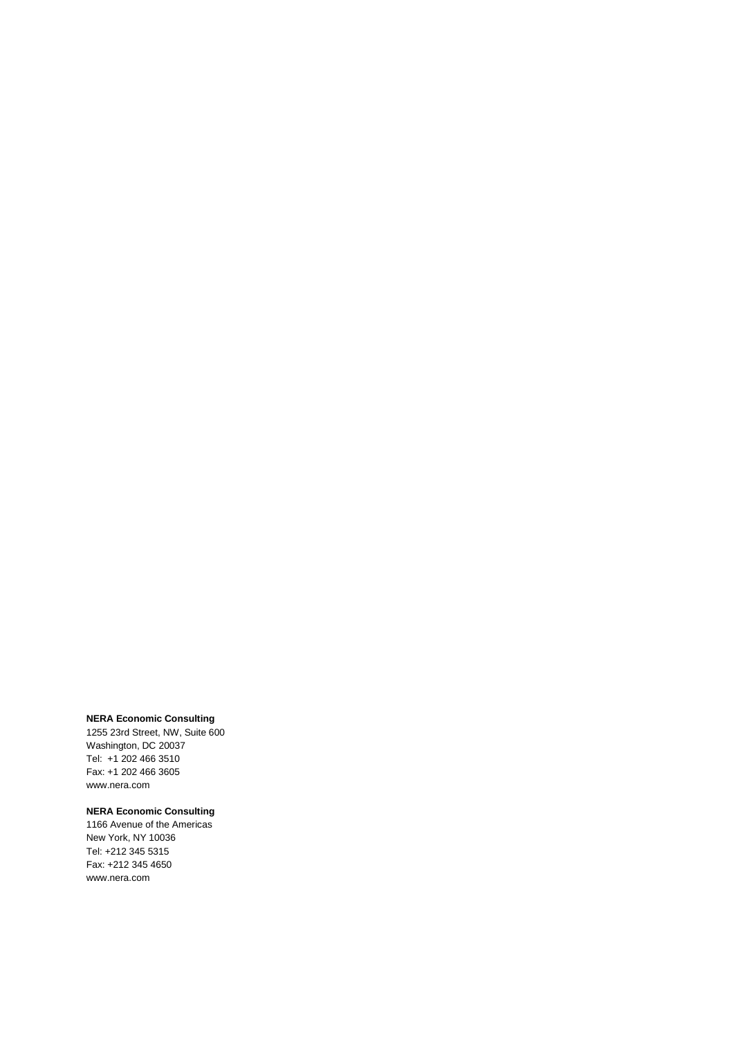**NERA Economic Consulting**
1255 23rd Street, NW, Suite 600
Washington, DC 20037
Tel: +1 202 466 3510
Fax: +1 202 466 3605
www.nera.com

**NERA Economic Consulting**
1166 Avenue of the Americas
New York, NY 10036
Tel: +212 345 5315
Fax: +212 345 4650
www.nera.com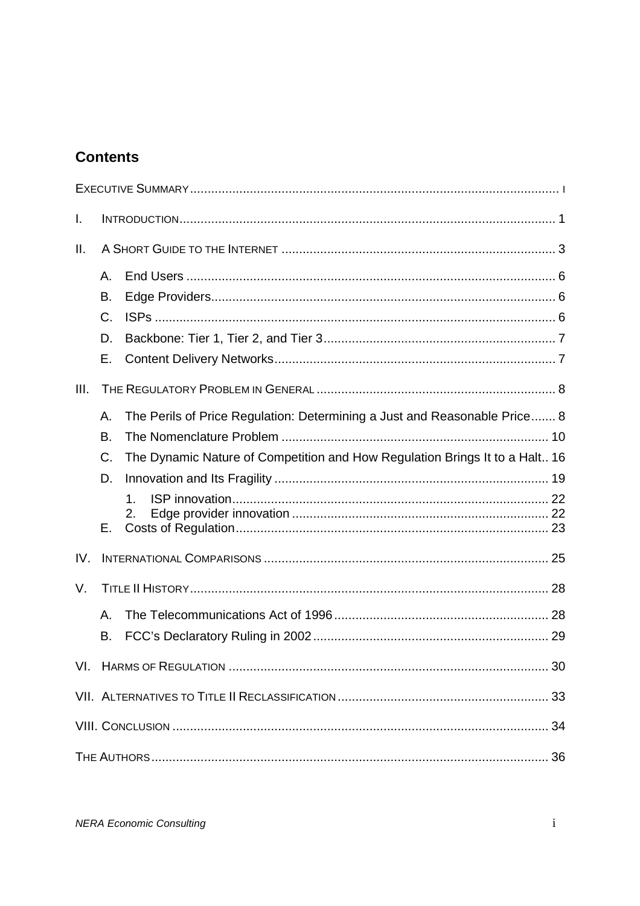## Contents

EXECUTIVE SUMMARY ........................................................................................................ I

I. INTRODUCTION .......................................................................................................... 1

II. A SHORT GUIDE TO THE INTERNET ............................................................................. 3

- A. End Users ........................................................................................................ 6
- B. Edge Providers.................................................................................................. 6
- C. ISPs ................................................................................................................. 6
- D. Backbone: Tier 1, Tier 2, and Tier 3.................................................................. 7
- E. Content Delivery Networks................................................................................ 7

III. THE REGULATORY PROBLEM IN GENERAL .................................................................... 8

- A. The Perils of Price Regulation: Determining a Just and Reasonable Price....... 8
- B. The Nomenclature Problem ............................................................................ 10
- C. The Dynamic Nature of Competition and How Regulation Brings It to a Halt.. 16
- D. Innovation and Its Fragility .............................................................................. 19
  1. ISP innovation.......................................................................................... 22
  2. Edge provider innovation ......................................................................... 22
- E. Costs of Regulation......................................................................................... 23

IV. INTERNATIONAL COMPARISONS ................................................................................ 25

V. TITLE II HISTORY ...................................................................................................... 28

- A. The Telecommunications Act of 1996 ............................................................. 28
- B. FCC's Declaratory Ruling in 2002 ................................................................... 29

VI. HARMS OF REGULATION .......................................................................................... 30

VII. ALTERNATIVES TO TITLE II RECLASSIFICATION ............................................................ 33

VIII. CONCLUSION ........................................................................................................... 34

THE AUTHORS ................................................................................................................ 36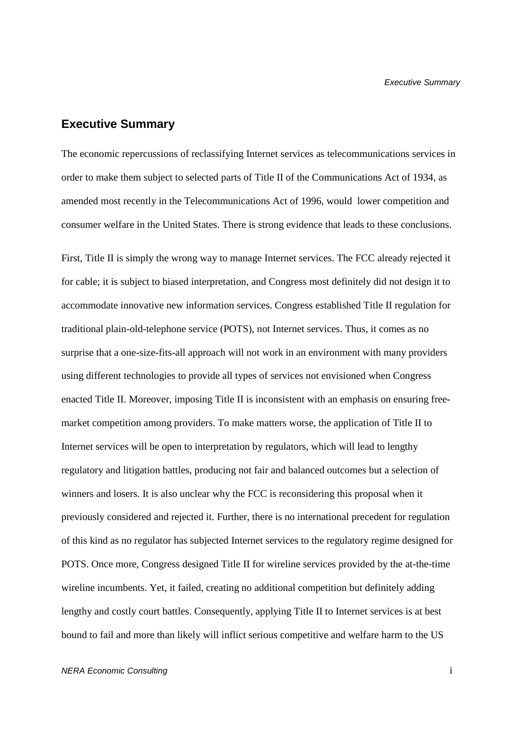## Executive Summary

The economic repercussions of reclassifying Internet services as telecommunications services in order to make them subject to selected parts of Title II of the Communications Act of 1934, as amended most recently in the Telecommunications Act of 1996, would lower competition and consumer welfare in the United States. There is strong evidence that leads to these conclusions.

First, Title II is simply the wrong way to manage Internet services. The FCC already rejected it for cable; it is subject to biased interpretation, and Congress most definitely did not design it to accommodate innovative new information services. Congress established Title II regulation for traditional plain-old-telephone service (POTS), not Internet services. Thus, it comes as no surprise that a one-size-fits-all approach will not work in an environment with many providers using different technologies to provide all types of services not envisioned when Congress enacted Title II. Moreover, imposing Title II is inconsistent with an emphasis on ensuring free-market competition among providers. To make matters worse, the application of Title II to Internet services will be open to interpretation by regulators, which will lead to lengthy regulatory and litigation battles, producing not fair and balanced outcomes but a selection of winners and losers. It is also unclear why the FCC is reconsidering this proposal when it previously considered and rejected it. Further, there is no international precedent for regulation of this kind as no regulator has subjected Internet services to the regulatory regime designed for POTS. Once more, Congress designed Title II for wireline services provided by the at-the-time wireline incumbents. Yet, it failed, creating no additional competition but definitely adding lengthy and costly court battles. Consequently, applying Title II to Internet services is at best bound to fail and more than likely will inflict serious competitive and welfare harm to the US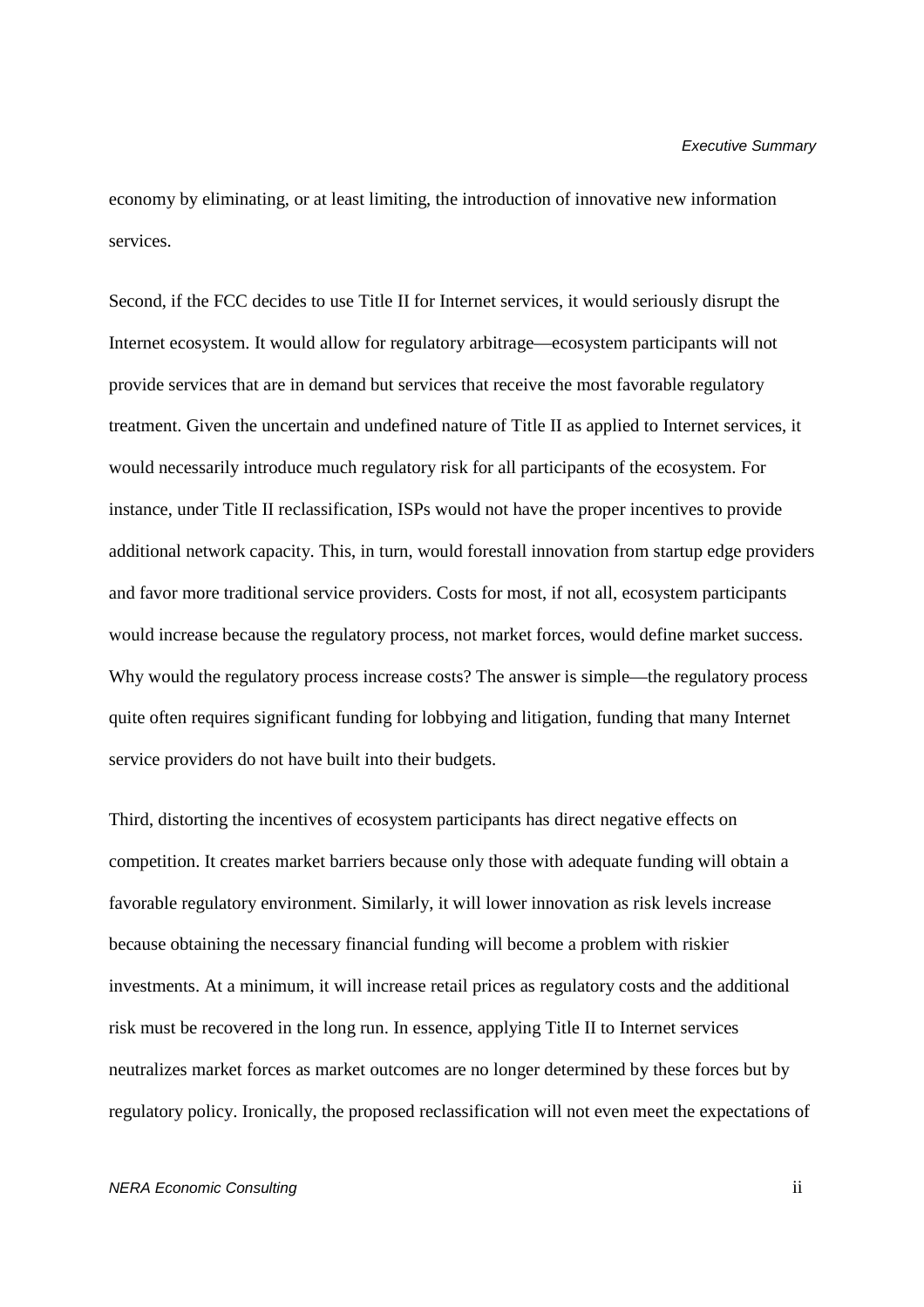economy by eliminating, or at least limiting, the introduction of innovative new information services.

Second, if the FCC decides to use Title II for Internet services, it would seriously disrupt the Internet ecosystem. It would allow for regulatory arbitrage—ecosystem participants will not provide services that are in demand but services that receive the most favorable regulatory treatment. Given the uncertain and undefined nature of Title II as applied to Internet services, it would necessarily introduce much regulatory risk for all participants of the ecosystem. For instance, under Title II reclassification, ISPs would not have the proper incentives to provide additional network capacity. This, in turn, would forestall innovation from startup edge providers and favor more traditional service providers. Costs for most, if not all, ecosystem participants would increase because the regulatory process, not market forces, would define market success. Why would the regulatory process increase costs? The answer is simple—the regulatory process quite often requires significant funding for lobbying and litigation, funding that many Internet service providers do not have built into their budgets.

Third, distorting the incentives of ecosystem participants has direct negative effects on competition. It creates market barriers because only those with adequate funding will obtain a favorable regulatory environment. Similarly, it will lower innovation as risk levels increase because obtaining the necessary financial funding will become a problem with riskier investments. At a minimum, it will increase retail prices as regulatory costs and the additional risk must be recovered in the long run. In essence, applying Title II to Internet services neutralizes market forces as market outcomes are no longer determined by these forces but by regulatory policy. Ironically, the proposed reclassification will not even meet the expectations of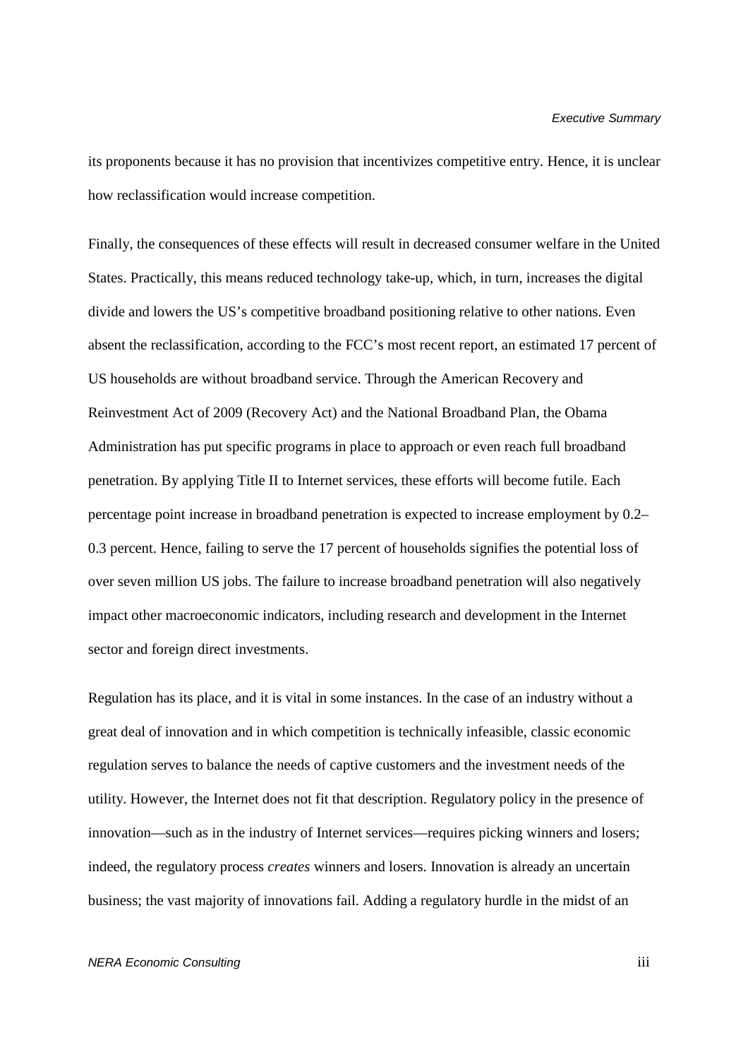its proponents because it has no provision that incentivizes competitive entry. Hence, it is unclear how reclassification would increase competition.

Finally, the consequences of these effects will result in decreased consumer welfare in the United States. Practically, this means reduced technology take-up, which, in turn, increases the digital divide and lowers the US's competitive broadband positioning relative to other nations. Even absent the reclassification, according to the FCC's most recent report, an estimated 17 percent of US households are without broadband service. Through the American Recovery and Reinvestment Act of 2009 (Recovery Act) and the National Broadband Plan, the Obama Administration has put specific programs in place to approach or even reach full broadband penetration. By applying Title II to Internet services, these efforts will become futile. Each percentage point increase in broadband penetration is expected to increase employment by 0.2–0.3 percent. Hence, failing to serve the 17 percent of households signifies the potential loss of over seven million US jobs. The failure to increase broadband penetration will also negatively impact other macroeconomic indicators, including research and development in the Internet sector and foreign direct investments.

Regulation has its place, and it is vital in some instances. In the case of an industry without a great deal of innovation and in which competition is technically infeasible, classic economic regulation serves to balance the needs of captive customers and the investment needs of the utility. However, the Internet does not fit that description. Regulatory policy in the presence of innovation—such as in the industry of Internet services—requires picking winners and losers; indeed, the regulatory process *creates* winners and losers. Innovation is already an uncertain business; the vast majority of innovations fail. Adding a regulatory hurdle in the midst of an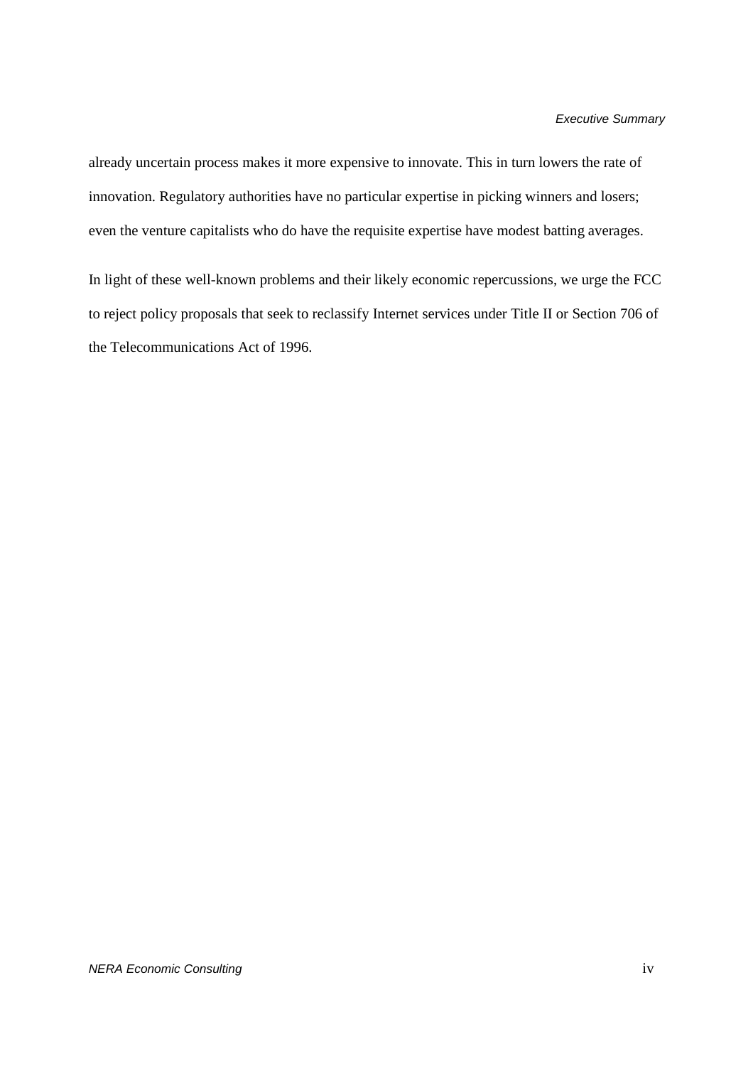already uncertain process makes it more expensive to innovate. This in turn lowers the rate of innovation. Regulatory authorities have no particular expertise in picking winners and losers; even the venture capitalists who do have the requisite expertise have modest batting averages.

In light of these well-known problems and their likely economic repercussions, we urge the FCC to reject policy proposals that seek to reclassify Internet services under Title II or Section 706 of the Telecommunications Act of 1996.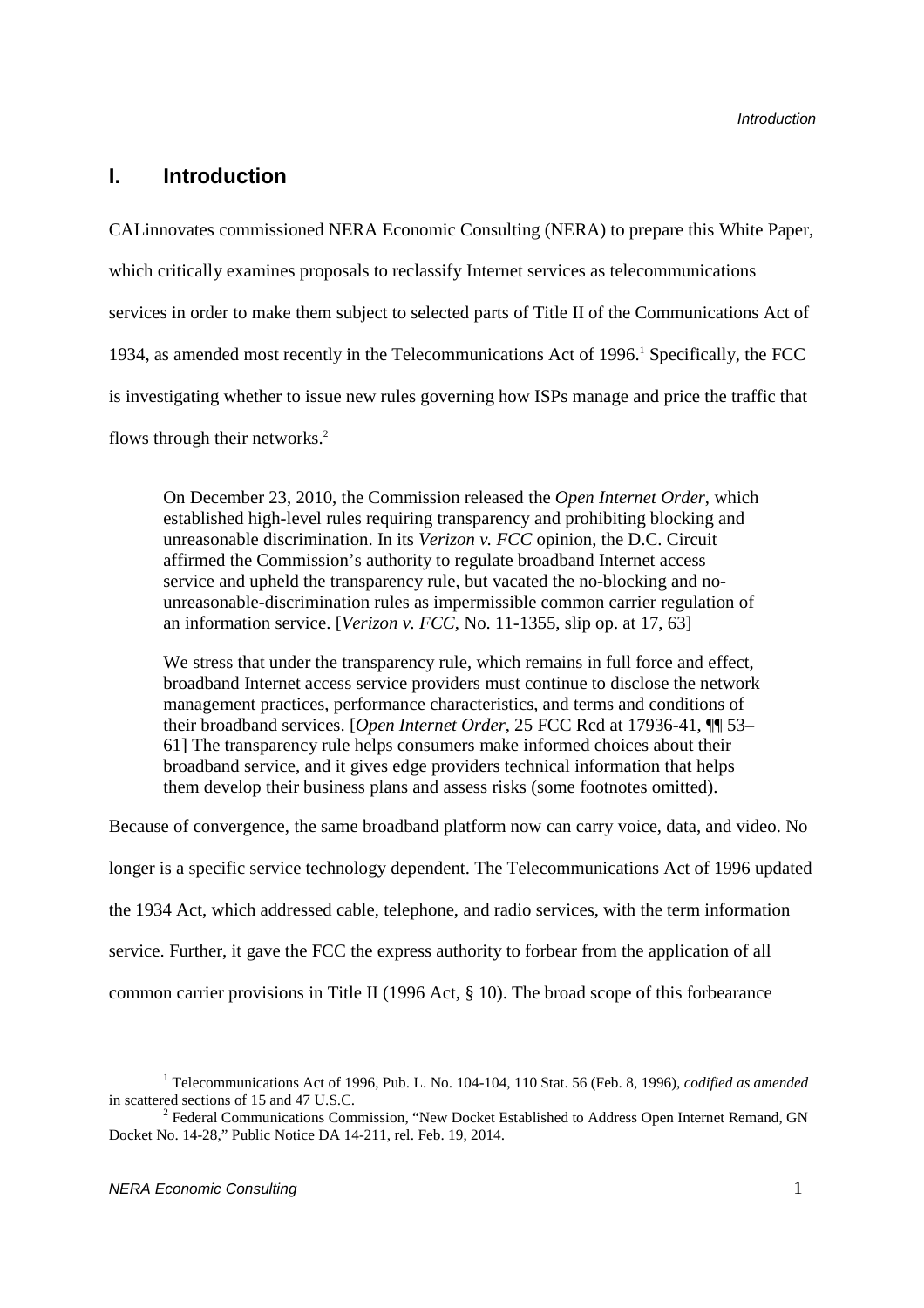# I. Introduction

CALinnovates commissioned NERA Economic Consulting (NERA) to prepare this White Paper, which critically examines proposals to reclassify Internet services as telecommunications services in order to make them subject to selected parts of Title II of the Communications Act of 1934, as amended most recently in the Telecommunications Act of 1996.[1] Specifically, the FCC is investigating whether to issue new rules governing how ISPs manage and price the traffic that flows through their networks.[2]

> On December 23, 2010, the Commission released the *Open Internet Order*, which established high-level rules requiring transparency and prohibiting blocking and unreasonable discrimination. In its *Verizon v. FCC* opinion, the D.C. Circuit affirmed the Commission's authority to regulate broadband Internet access service and upheld the transparency rule, but vacated the no-blocking and no-unreasonable-discrimination rules as impermissible common carrier regulation of an information service. [*Verizon v. FCC*, No. 11-1355, slip op. at 17, 63]
>
> We stress that under the transparency rule, which remains in full force and effect, broadband Internet access service providers must continue to disclose the network management practices, performance characteristics, and terms and conditions of their broadband services. [*Open Internet Order*, 25 FCC Rcd at 17936-41, ¶¶ 53–61] The transparency rule helps consumers make informed choices about their broadband service, and it gives edge providers technical information that helps them develop their business plans and assess risks (some footnotes omitted).

Because of convergence, the same broadband platform now can carry voice, data, and video. No longer is a specific service technology dependent. The Telecommunications Act of 1996 updated the 1934 Act, which addressed cable, telephone, and radio services, with the term information service. Further, it gave the FCC the express authority to forbear from the application of all common carrier provisions in Title II (1996 Act, § 10). The broad scope of this forbearance

[1] Telecommunications Act of 1996, Pub. L. No. 104-104, 110 Stat. 56 (Feb. 8, 1996), *codified as amended* in scattered sections of 15 and 47 U.S.C.

[2] Federal Communications Commission, "New Docket Established to Address Open Internet Remand, GN Docket No. 14-28," Public Notice DA 14-211, rel. Feb. 19, 2014.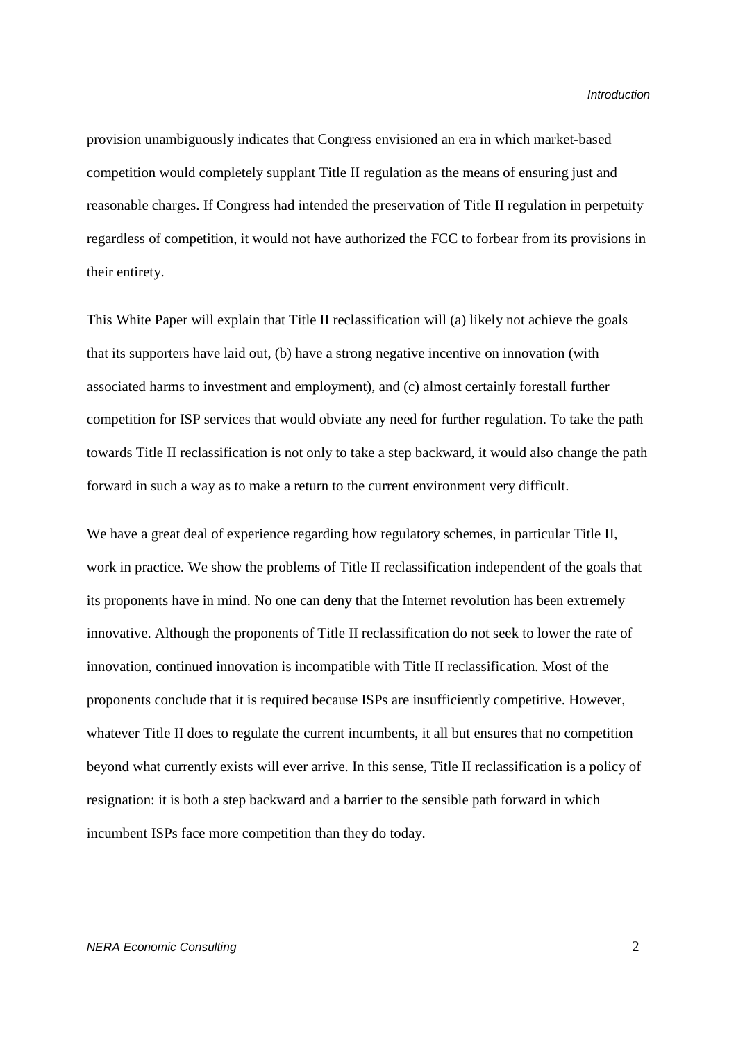provision unambiguously indicates that Congress envisioned an era in which market-based competition would completely supplant Title II regulation as the means of ensuring just and reasonable charges. If Congress had intended the preservation of Title II regulation in perpetuity regardless of competition, it would not have authorized the FCC to forbear from its provisions in their entirety.

This White Paper will explain that Title II reclassification will (a) likely not achieve the goals that its supporters have laid out, (b) have a strong negative incentive on innovation (with associated harms to investment and employment), and (c) almost certainly forestall further competition for ISP services that would obviate any need for further regulation. To take the path towards Title II reclassification is not only to take a step backward, it would also change the path forward in such a way as to make a return to the current environment very difficult.

We have a great deal of experience regarding how regulatory schemes, in particular Title II, work in practice. We show the problems of Title II reclassification independent of the goals that its proponents have in mind. No one can deny that the Internet revolution has been extremely innovative. Although the proponents of Title II reclassification do not seek to lower the rate of innovation, continued innovation is incompatible with Title II reclassification. Most of the proponents conclude that it is required because ISPs are insufficiently competitive. However, whatever Title II does to regulate the current incumbents, it all but ensures that no competition beyond what currently exists will ever arrive. In this sense, Title II reclassification is a policy of resignation: it is both a step backward and a barrier to the sensible path forward in which incumbent ISPs face more competition than they do today.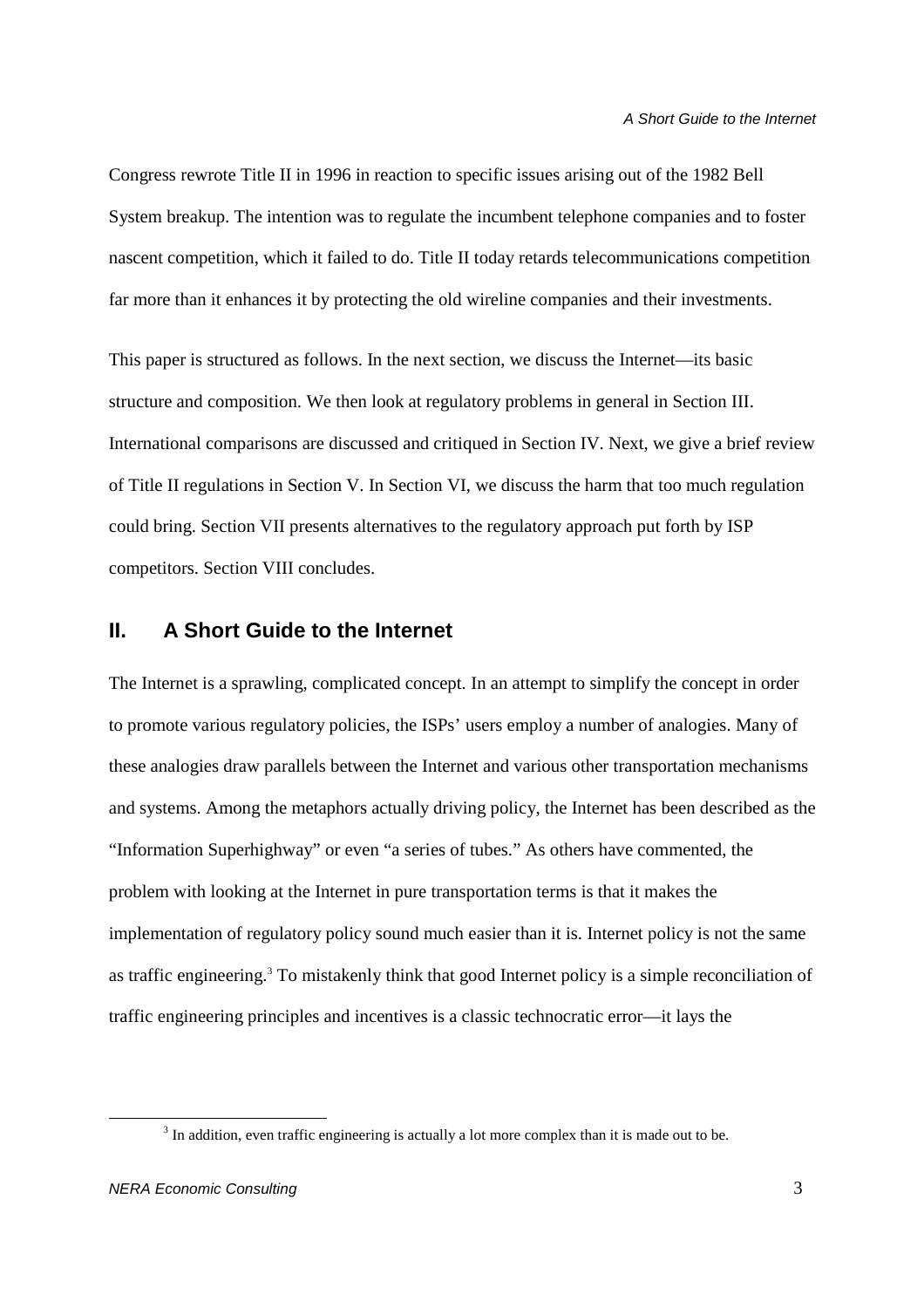Congress rewrote Title II in 1996 in reaction to specific issues arising out of the 1982 Bell System breakup. The intention was to regulate the incumbent telephone companies and to foster nascent competition, which it failed to do. Title II today retards telecommunications competition far more than it enhances it by protecting the old wireline companies and their investments.

This paper is structured as follows. In the next section, we discuss the Internet—its basic structure and composition. We then look at regulatory problems in general in Section III. International comparisons are discussed and critiqued in Section IV. Next, we give a brief review of Title II regulations in Section V. In Section VI, we discuss the harm that too much regulation could bring. Section VII presents alternatives to the regulatory approach put forth by ISP competitors. Section VIII concludes.

## II. A Short Guide to the Internet

The Internet is a sprawling, complicated concept. In an attempt to simplify the concept in order to promote various regulatory policies, the ISPs' users employ a number of analogies. Many of these analogies draw parallels between the Internet and various other transportation mechanisms and systems. Among the metaphors actually driving policy, the Internet has been described as the "Information Superhighway" or even "a series of tubes." As others have commented, the problem with looking at the Internet in pure transportation terms is that it makes the implementation of regulatory policy sound much easier than it is. Internet policy is not the same as traffic engineering.[3] To mistakenly think that good Internet policy is a simple reconciliation of traffic engineering principles and incentives is a classic technocratic error—it lays the

[3] In addition, even traffic engineering is actually a lot more complex than it is made out to be.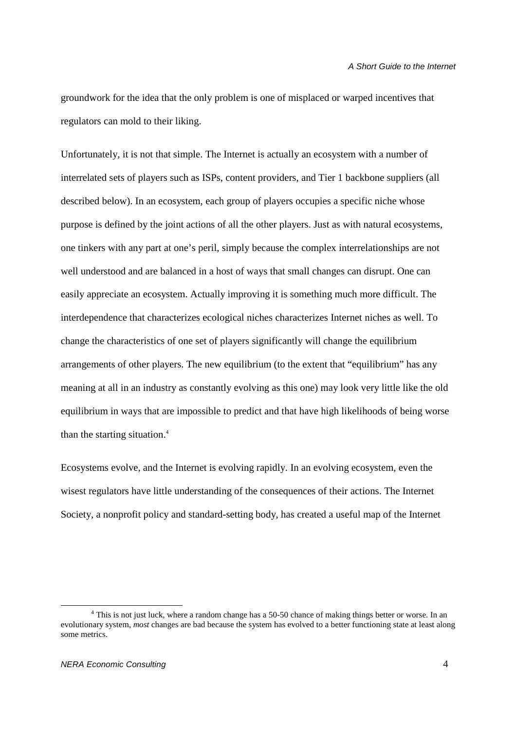groundwork for the idea that the only problem is one of misplaced or warped incentives that regulators can mold to their liking.

Unfortunately, it is not that simple. The Internet is actually an ecosystem with a number of interrelated sets of players such as ISPs, content providers, and Tier 1 backbone suppliers (all described below). In an ecosystem, each group of players occupies a specific niche whose purpose is defined by the joint actions of all the other players. Just as with natural ecosystems, one tinkers with any part at one's peril, simply because the complex interrelationships are not well understood and are balanced in a host of ways that small changes can disrupt. One can easily appreciate an ecosystem. Actually improving it is something much more difficult. The interdependence that characterizes ecological niches characterizes Internet niches as well. To change the characteristics of one set of players significantly will change the equilibrium arrangements of other players. The new equilibrium (to the extent that "equilibrium" has any meaning at all in an industry as constantly evolving as this one) may look very little like the old equilibrium in ways that are impossible to predict and that have high likelihoods of being worse than the starting situation.[4]

Ecosystems evolve, and the Internet is evolving rapidly. In an evolving ecosystem, even the wisest regulators have little understanding of the consequences of their actions. The Internet Society, a nonprofit policy and standard-setting body, has created a useful map of the Internet

[4] This is not just luck, where a random change has a 50-50 chance of making things better or worse. In an evolutionary system, *most* changes are bad because the system has evolved to a better functioning state at least along some metrics.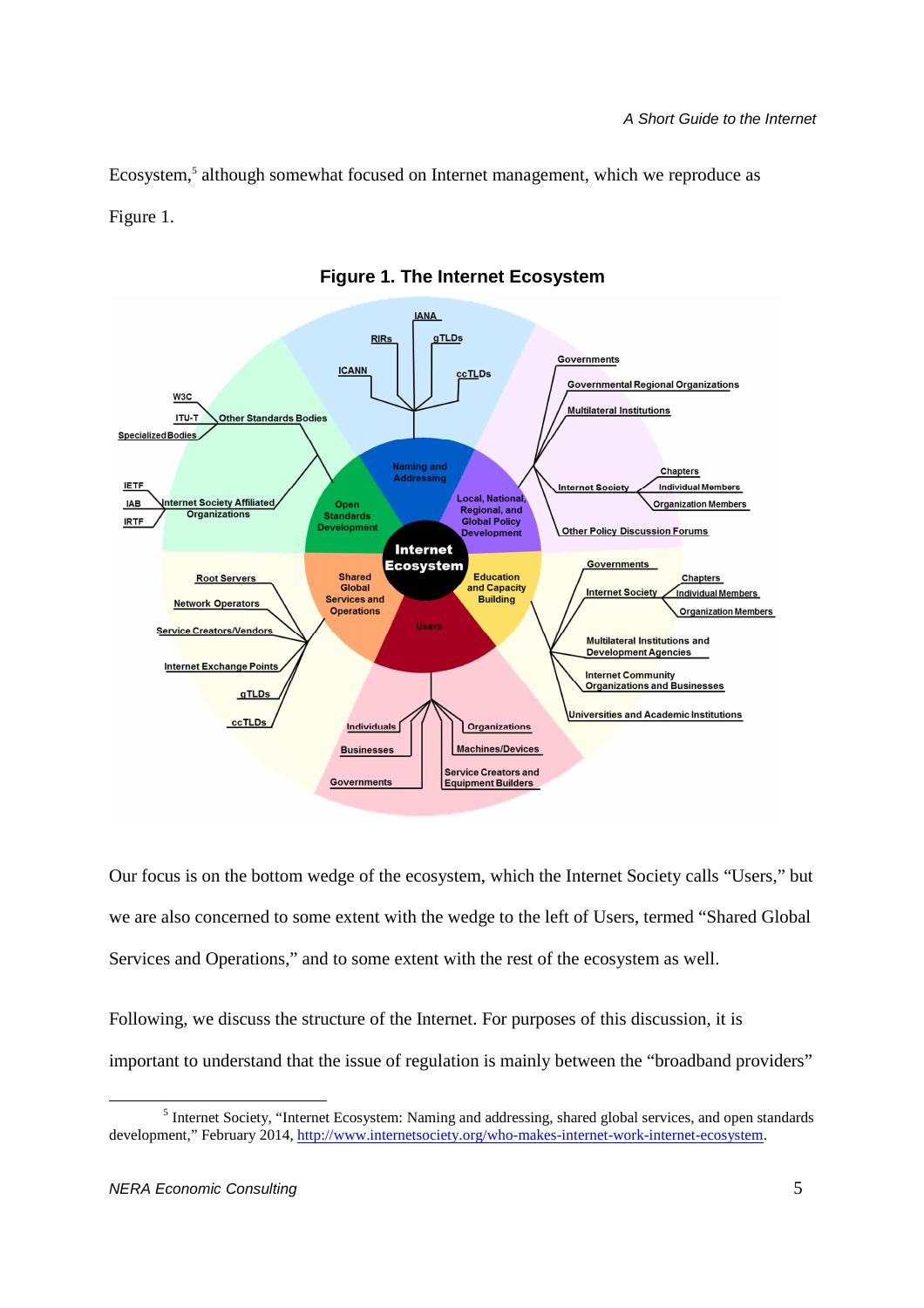Ecosystem,[5] although somewhat focused on Internet management, which we reproduce as Figure 1.

**Figure 1. The Internet Ecosystem**

Internet Ecosystem

Naming and Addressing: IANA, RIRs, gTLDs, ICANN, ccTLDs

Local, National, Regional, and Global Policy Development: Governments, Governmental Regional Organizations, Multilateral Institutions, Internet Society (Chapters, Individual Members, Organization Members), Other Policy Discussion Forums

Education and Capacity Building: Governments, Internet Society (Chapters, Individual Members, Organization Members), Multilateral Institutions and Development Agencies, Internet Community Organizations and Businesses, Universities and Academic Institutions

Users: Individuals, Organizations, Businesses, Machines/Devices, Service Creators and Equipment Builders, Governments

Shared Global Services and Operations: Root Servers, Network Operators, Service Creators/Vendors, Internet Exchange Points, gTLDs, ccTLDs

Open Standards Development: Other Standards Bodies (W3C, ITU-T, Specialized Bodies), Internet Society Affiliated Organizations (IETF, IAB, IRTF)

Our focus is on the bottom wedge of the ecosystem, which the Internet Society calls "Users," but we are also concerned to some extent with the wedge to the left of Users, termed "Shared Global Services and Operations," and to some extent with the rest of the ecosystem as well.

Following, we discuss the structure of the Internet. For purposes of this discussion, it is important to understand that the issue of regulation is mainly between the "broadband providers"

---

[5] Internet Society, "Internet Ecosystem: Naming and addressing, shared global services, and open standards development," February 2014, http://www.internetsociety.org/who-makes-internet-work-internet-ecosystem.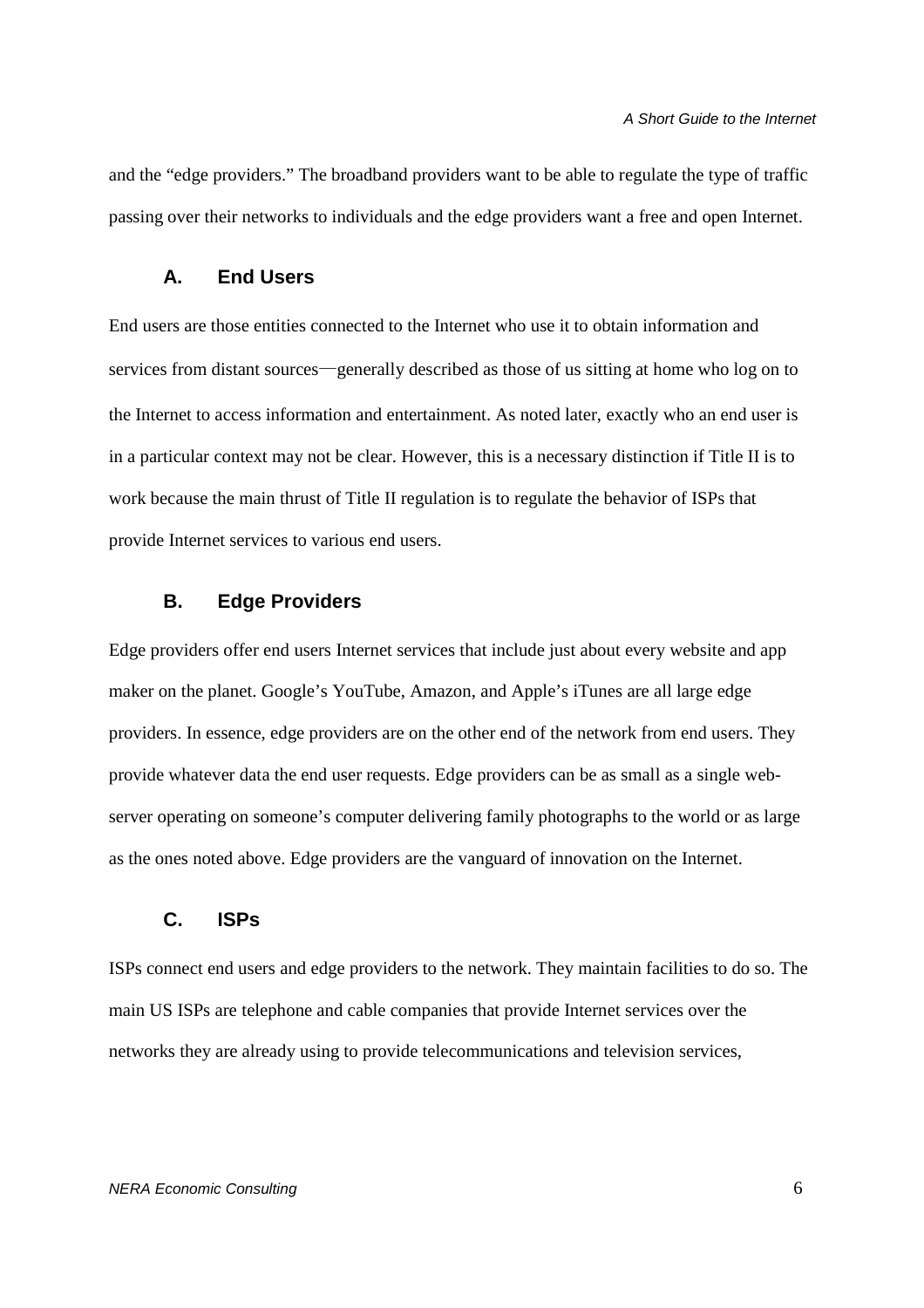and the "edge providers." The broadband providers want to be able to regulate the type of traffic passing over their networks to individuals and the edge providers want a free and open Internet.

### A. End Users

End users are those entities connected to the Internet who use it to obtain information and services from distant sources—generally described as those of us sitting at home who log on to the Internet to access information and entertainment. As noted later, exactly who an end user is in a particular context may not be clear. However, this is a necessary distinction if Title II is to work because the main thrust of Title II regulation is to regulate the behavior of ISPs that provide Internet services to various end users.

### B. Edge Providers

Edge providers offer end users Internet services that include just about every website and app maker on the planet. Google's YouTube, Amazon, and Apple's iTunes are all large edge providers. In essence, edge providers are on the other end of the network from end users. They provide whatever data the end user requests. Edge providers can be as small as a single web-server operating on someone's computer delivering family photographs to the world or as large as the ones noted above. Edge providers are the vanguard of innovation on the Internet.

### C. ISPs

ISPs connect end users and edge providers to the network. They maintain facilities to do so. The main US ISPs are telephone and cable companies that provide Internet services over the networks they are already using to provide telecommunications and television services,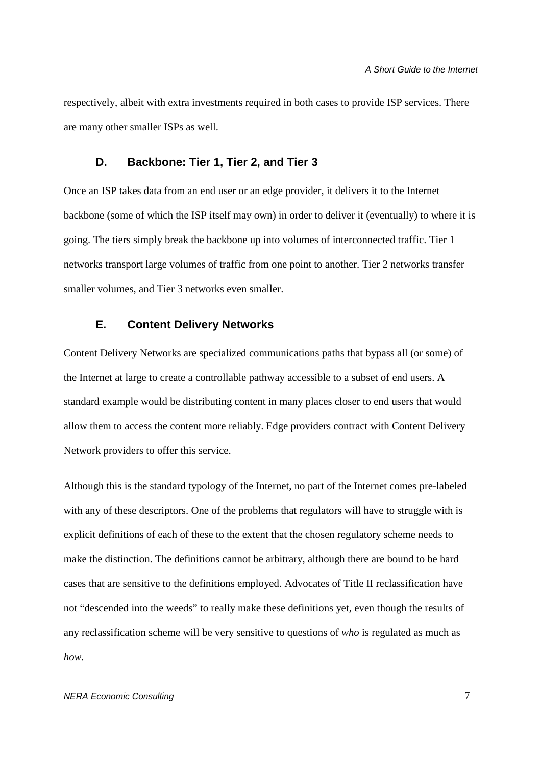respectively, albeit with extra investments required in both cases to provide ISP services. There are many other smaller ISPs as well.

### D. Backbone: Tier 1, Tier 2, and Tier 3

Once an ISP takes data from an end user or an edge provider, it delivers it to the Internet backbone (some of which the ISP itself may own) in order to deliver it (eventually) to where it is going. The tiers simply break the backbone up into volumes of interconnected traffic. Tier 1 networks transport large volumes of traffic from one point to another. Tier 2 networks transfer smaller volumes, and Tier 3 networks even smaller.

### E. Content Delivery Networks

Content Delivery Networks are specialized communications paths that bypass all (or some) of the Internet at large to create a controllable pathway accessible to a subset of end users. A standard example would be distributing content in many places closer to end users that would allow them to access the content more reliably. Edge providers contract with Content Delivery Network providers to offer this service.

Although this is the standard typology of the Internet, no part of the Internet comes pre-labeled with any of these descriptors. One of the problems that regulators will have to struggle with is explicit definitions of each of these to the extent that the chosen regulatory scheme needs to make the distinction. The definitions cannot be arbitrary, although there are bound to be hard cases that are sensitive to the definitions employed. Advocates of Title II reclassification have not "descended into the weeds" to really make these definitions yet, even though the results of any reclassification scheme will be very sensitive to questions of *who* is regulated as much as *how*.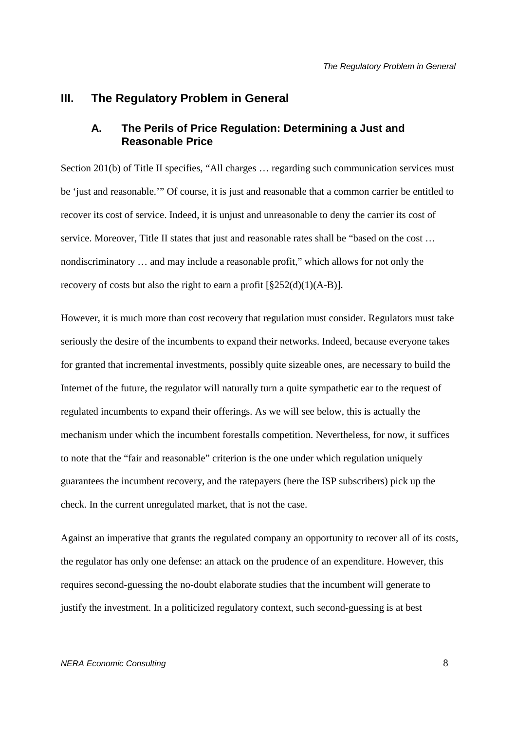## III. The Regulatory Problem in General

### A. The Perils of Price Regulation: Determining a Just and Reasonable Price

Section 201(b) of Title II specifies, "All charges … regarding such communication services must be 'just and reasonable.'" Of course, it is just and reasonable that a common carrier be entitled to recover its cost of service. Indeed, it is unjust and unreasonable to deny the carrier its cost of service. Moreover, Title II states that just and reasonable rates shall be "based on the cost … nondiscriminatory … and may include a reasonable profit," which allows for not only the recovery of costs but also the right to earn a profit [§252(d)(1)(A-B)].

However, it is much more than cost recovery that regulation must consider. Regulators must take seriously the desire of the incumbents to expand their networks. Indeed, because everyone takes for granted that incremental investments, possibly quite sizeable ones, are necessary to build the Internet of the future, the regulator will naturally turn a quite sympathetic ear to the request of regulated incumbents to expand their offerings. As we will see below, this is actually the mechanism under which the incumbent forestalls competition. Nevertheless, for now, it suffices to note that the "fair and reasonable" criterion is the one under which regulation uniquely guarantees the incumbent recovery, and the ratepayers (here the ISP subscribers) pick up the check. In the current unregulated market, that is not the case.

Against an imperative that grants the regulated company an opportunity to recover all of its costs, the regulator has only one defense: an attack on the prudence of an expenditure. However, this requires second-guessing the no-doubt elaborate studies that the incumbent will generate to justify the investment. In a politicized regulatory context, such second-guessing is at best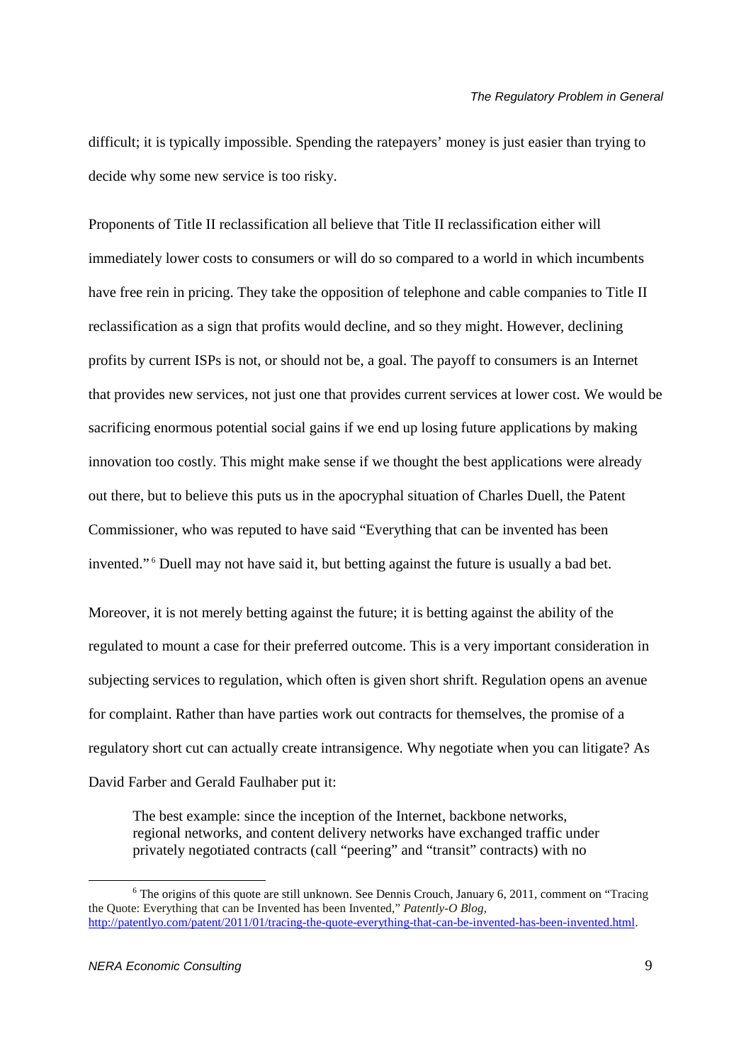difficult; it is typically impossible. Spending the ratepayers' money is just easier than trying to decide why some new service is too risky.

Proponents of Title II reclassification all believe that Title II reclassification either will immediately lower costs to consumers or will do so compared to a world in which incumbents have free rein in pricing. They take the opposition of telephone and cable companies to Title II reclassification as a sign that profits would decline, and so they might. However, declining profits by current ISPs is not, or should not be, a goal. The payoff to consumers is an Internet that provides new services, not just one that provides current services at lower cost. We would be sacrificing enormous potential social gains if we end up losing future applications by making innovation too costly. This might make sense if we thought the best applications were already out there, but to believe this puts us in the apocryphal situation of Charles Duell, the Patent Commissioner, who was reputed to have said "Everything that can be invented has been invented."[6] Duell may not have said it, but betting against the future is usually a bad bet.

Moreover, it is not merely betting against the future; it is betting against the ability of the regulated to mount a case for their preferred outcome. This is a very important consideration in subjecting services to regulation, which often is given short shrift. Regulation opens an avenue for complaint. Rather than have parties work out contracts for themselves, the promise of a regulatory short cut can actually create intransigence. Why negotiate when you can litigate? As David Farber and Gerald Faulhaber put it:

> The best example: since the inception of the Internet, backbone networks, regional networks, and content delivery networks have exchanged traffic under privately negotiated contracts (call "peering" and "transit" contracts) with no

[6] The origins of this quote are still unknown. See Dennis Crouch, January 6, 2011, comment on "Tracing the Quote: Everything that can be Invented has been Invented," *Patently-O Blog*, http://patentlyo.com/patent/2011/01/tracing-the-quote-everything-that-can-be-invented-has-been-invented.html.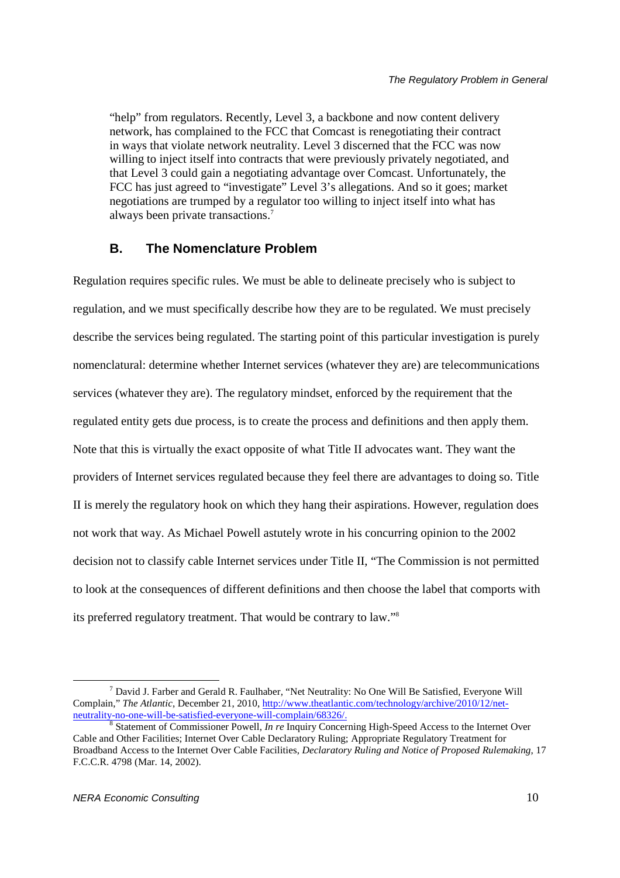"help" from regulators. Recently, Level 3, a backbone and now content delivery network, has complained to the FCC that Comcast is renegotiating their contract in ways that violate network neutrality. Level 3 discerned that the FCC was now willing to inject itself into contracts that were previously privately negotiated, and that Level 3 could gain a negotiating advantage over Comcast. Unfortunately, the FCC has just agreed to "investigate" Level 3's allegations. And so it goes; market negotiations are trumped by a regulator too willing to inject itself into what has always been private transactions.[7]

### B. The Nomenclature Problem

Regulation requires specific rules. We must be able to delineate precisely who is subject to regulation, and we must specifically describe how they are to be regulated. We must precisely describe the services being regulated. The starting point of this particular investigation is purely nomenclatural: determine whether Internet services (whatever they are) are telecommunications services (whatever they are). The regulatory mindset, enforced by the requirement that the regulated entity gets due process, is to create the process and definitions and then apply them. Note that this is virtually the exact opposite of what Title II advocates want. They want the providers of Internet services regulated because they feel there are advantages to doing so. Title II is merely the regulatory hook on which they hang their aspirations. However, regulation does not work that way. As Michael Powell astutely wrote in his concurring opinion to the 2002 decision not to classify cable Internet services under Title II, "The Commission is not permitted to look at the consequences of different definitions and then choose the label that comports with its preferred regulatory treatment. That would be contrary to law."[8]

---

[7] David J. Farber and Gerald R. Faulhaber, "Net Neutrality: No One Will Be Satisfied, Everyone Will Complain," *The Atlantic*, December 21, 2010, http://www.theatlantic.com/technology/archive/2010/12/net-neutrality-no-one-will-be-satisfied-everyone-will-complain/68326/.

[8] Statement of Commissioner Powell, *In re* Inquiry Concerning High-Speed Access to the Internet Over Cable and Other Facilities; Internet Over Cable Declaratory Ruling; Appropriate Regulatory Treatment for Broadband Access to the Internet Over Cable Facilities, *Declaratory Ruling and Notice of Proposed Rulemaking*, 17 F.C.C.R. 4798 (Mar. 14, 2002).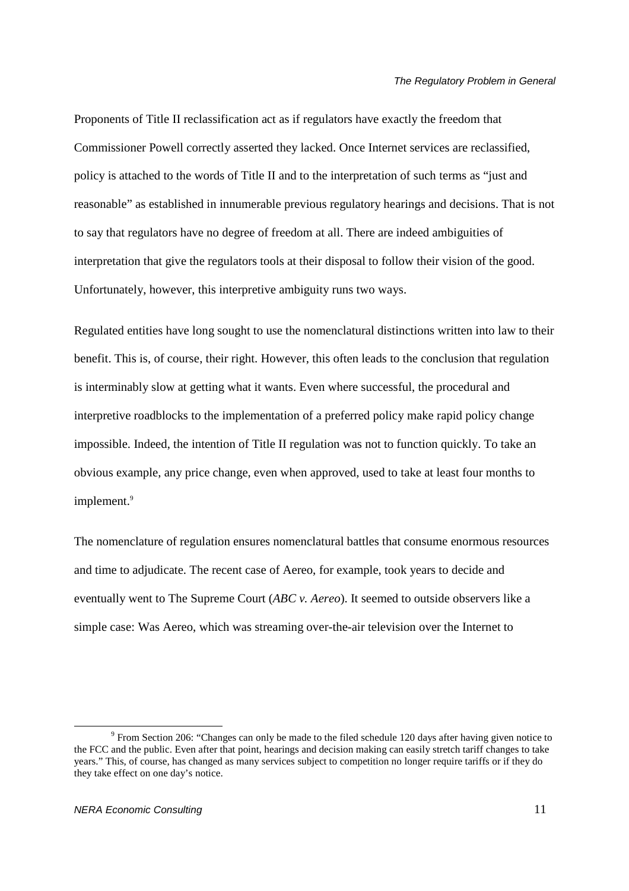Proponents of Title II reclassification act as if regulators have exactly the freedom that Commissioner Powell correctly asserted they lacked. Once Internet services are reclassified, policy is attached to the words of Title II and to the interpretation of such terms as "just and reasonable" as established in innumerable previous regulatory hearings and decisions. That is not to say that regulators have no degree of freedom at all. There are indeed ambiguities of interpretation that give the regulators tools at their disposal to follow their vision of the good. Unfortunately, however, this interpretive ambiguity runs two ways.

Regulated entities have long sought to use the nomenclatural distinctions written into law to their benefit. This is, of course, their right. However, this often leads to the conclusion that regulation is interminably slow at getting what it wants. Even where successful, the procedural and interpretive roadblocks to the implementation of a preferred policy make rapid policy change impossible. Indeed, the intention of Title II regulation was not to function quickly. To take an obvious example, any price change, even when approved, used to take at least four months to implement.[9]

The nomenclature of regulation ensures nomenclatural battles that consume enormous resources and time to adjudicate. The recent case of Aereo, for example, took years to decide and eventually went to The Supreme Court (*ABC v. Aereo*). It seemed to outside observers like a simple case: Was Aereo, which was streaming over-the-air television over the Internet to

[9] From Section 206: "Changes can only be made to the filed schedule 120 days after having given notice to the FCC and the public. Even after that point, hearings and decision making can easily stretch tariff changes to take years." This, of course, has changed as many services subject to competition no longer require tariffs or if they do they take effect on one day's notice.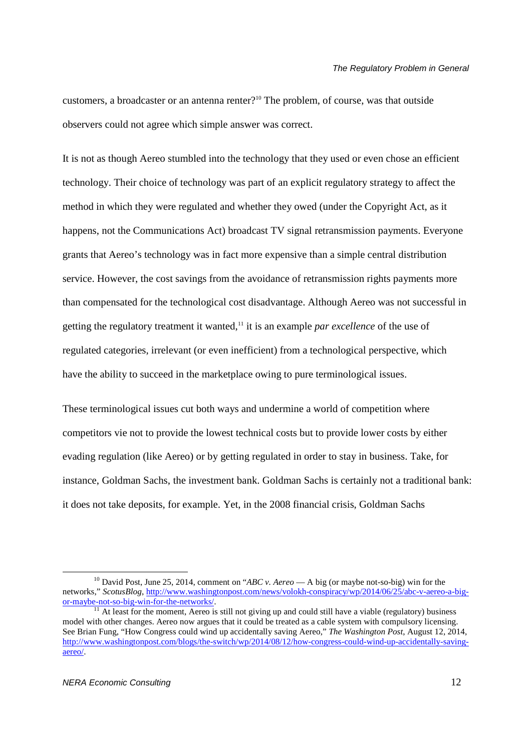customers, a broadcaster or an antenna renter?[10] The problem, of course, was that outside observers could not agree which simple answer was correct.

It is not as though Aereo stumbled into the technology that they used or even chose an efficient technology. Their choice of technology was part of an explicit regulatory strategy to affect the method in which they were regulated and whether they owed (under the Copyright Act, as it happens, not the Communications Act) broadcast TV signal retransmission payments. Everyone grants that Aereo's technology was in fact more expensive than a simple central distribution service. However, the cost savings from the avoidance of retransmission rights payments more than compensated for the technological cost disadvantage. Although Aereo was not successful in getting the regulatory treatment it wanted,[11] it is an example *par excellence* of the use of regulated categories, irrelevant (or even inefficient) from a technological perspective, which have the ability to succeed in the marketplace owing to pure terminological issues.

These terminological issues cut both ways and undermine a world of competition where competitors vie not to provide the lowest technical costs but to provide lower costs by either evading regulation (like Aereo) or by getting regulated in order to stay in business. Take, for instance, Goldman Sachs, the investment bank. Goldman Sachs is certainly not a traditional bank: it does not take deposits, for example. Yet, in the 2008 financial crisis, Goldman Sachs

---

[10] David Post, June 25, 2014, comment on "*ABC v. Aereo* — A big (or maybe not-so-big) win for the networks," *ScotusBlog*, http://www.washingtonpost.com/news/volokh-conspiracy/wp/2014/06/25/abc-v-aereo-a-big-or-maybe-not-so-big-win-for-the-networks/.

[11] At least for the moment, Aereo is still not giving up and could still have a viable (regulatory) business model with other changes. Aereo now argues that it could be treated as a cable system with compulsory licensing. See Brian Fung, "How Congress could wind up accidentally saving Aereo," *The Washington Post*, August 12, 2014, http://www.washingtonpost.com/blogs/the-switch/wp/2014/08/12/how-congress-could-wind-up-accidentally-saving-aereo/.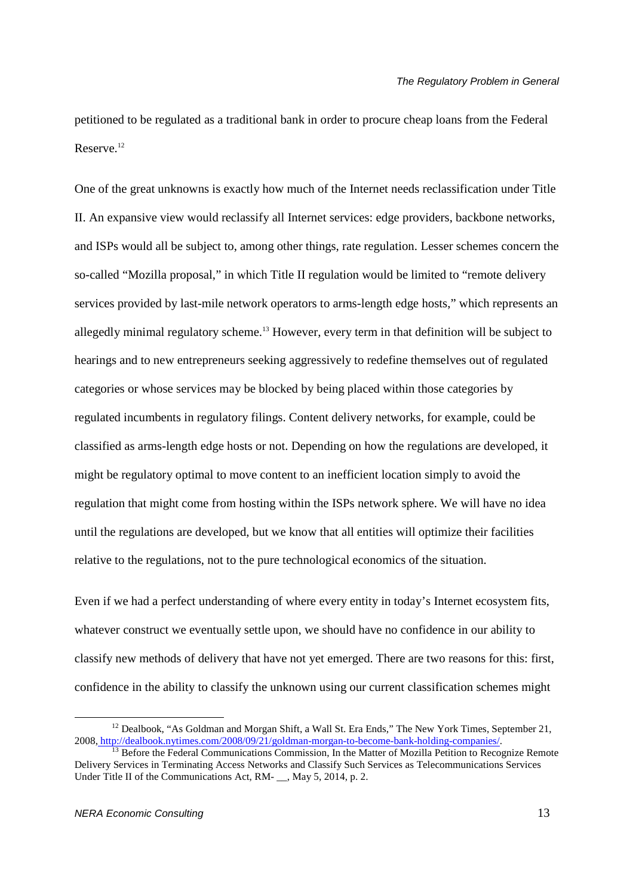petitioned to be regulated as a traditional bank in order to procure cheap loans from the Federal Reserve.[12]

One of the great unknowns is exactly how much of the Internet needs reclassification under Title II. An expansive view would reclassify all Internet services: edge providers, backbone networks, and ISPs would all be subject to, among other things, rate regulation. Lesser schemes concern the so-called "Mozilla proposal," in which Title II regulation would be limited to "remote delivery services provided by last-mile network operators to arms-length edge hosts," which represents an allegedly minimal regulatory scheme.[13] However, every term in that definition will be subject to hearings and to new entrepreneurs seeking aggressively to redefine themselves out of regulated categories or whose services may be blocked by being placed within those categories by regulated incumbents in regulatory filings. Content delivery networks, for example, could be classified as arms-length edge hosts or not. Depending on how the regulations are developed, it might be regulatory optimal to move content to an inefficient location simply to avoid the regulation that might come from hosting within the ISPs network sphere. We will have no idea until the regulations are developed, but we know that all entities will optimize their facilities relative to the regulations, not to the pure technological economics of the situation.

Even if we had a perfect understanding of where every entity in today's Internet ecosystem fits, whatever construct we eventually settle upon, we should have no confidence in our ability to classify new methods of delivery that have not yet emerged. There are two reasons for this: first, confidence in the ability to classify the unknown using our current classification schemes might

---

[12] Dealbook, "As Goldman and Morgan Shift, a Wall St. Era Ends," The New York Times, September 21, 2008, http://dealbook.nytimes.com/2008/09/21/goldman-morgan-to-become-bank-holding-companies/.

[13] Before the Federal Communications Commission, In the Matter of Mozilla Petition to Recognize Remote Delivery Services in Terminating Access Networks and Classify Such Services as Telecommunications Services Under Title II of the Communications Act, RM- __, May 5, 2014, p. 2.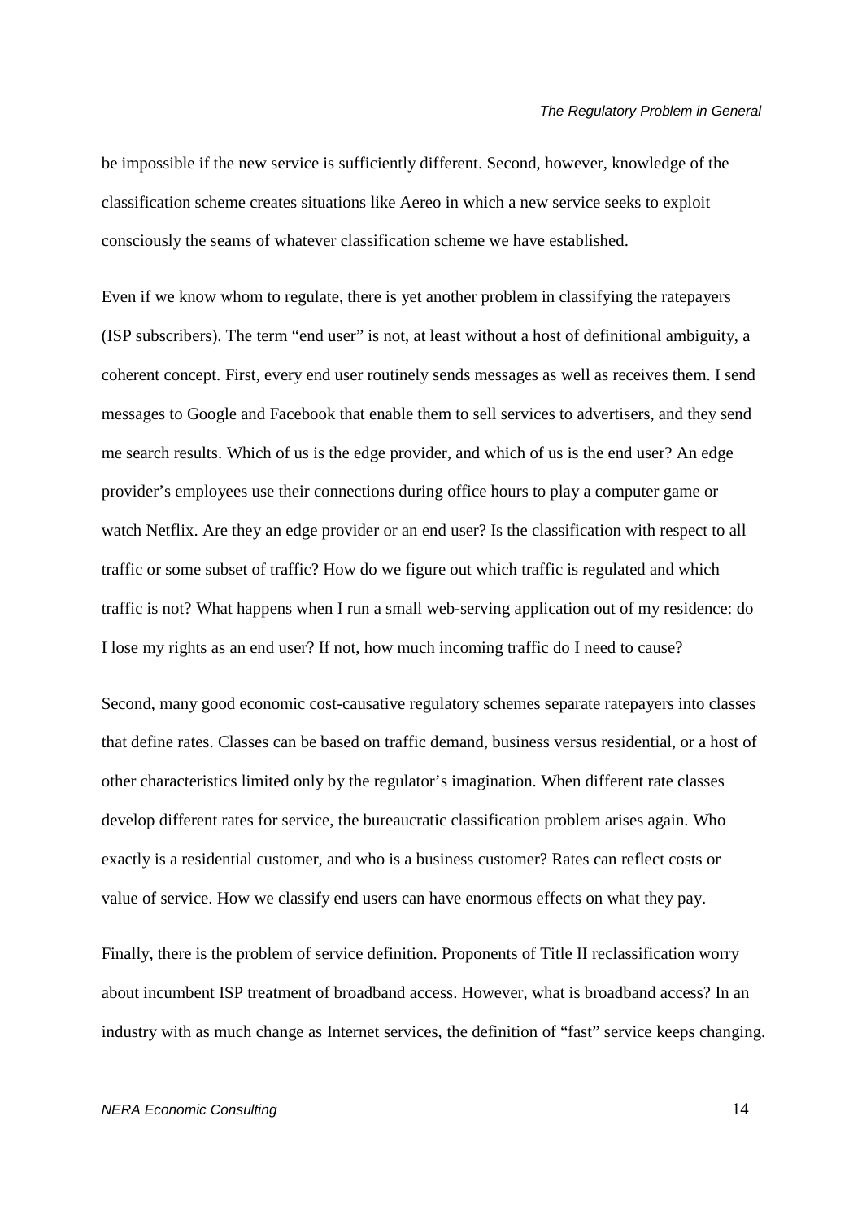be impossible if the new service is sufficiently different. Second, however, knowledge of the classification scheme creates situations like Aereo in which a new service seeks to exploit consciously the seams of whatever classification scheme we have established.

Even if we know whom to regulate, there is yet another problem in classifying the ratepayers (ISP subscribers). The term "end user" is not, at least without a host of definitional ambiguity, a coherent concept. First, every end user routinely sends messages as well as receives them. I send messages to Google and Facebook that enable them to sell services to advertisers, and they send me search results. Which of us is the edge provider, and which of us is the end user? An edge provider's employees use their connections during office hours to play a computer game or watch Netflix. Are they an edge provider or an end user? Is the classification with respect to all traffic or some subset of traffic? How do we figure out which traffic is regulated and which traffic is not? What happens when I run a small web-serving application out of my residence: do I lose my rights as an end user? If not, how much incoming traffic do I need to cause?

Second, many good economic cost-causative regulatory schemes separate ratepayers into classes that define rates. Classes can be based on traffic demand, business versus residential, or a host of other characteristics limited only by the regulator's imagination. When different rate classes develop different rates for service, the bureaucratic classification problem arises again. Who exactly is a residential customer, and who is a business customer? Rates can reflect costs or value of service. How we classify end users can have enormous effects on what they pay.

Finally, there is the problem of service definition. Proponents of Title II reclassification worry about incumbent ISP treatment of broadband access. However, what is broadband access? In an industry with as much change as Internet services, the definition of "fast" service keeps changing.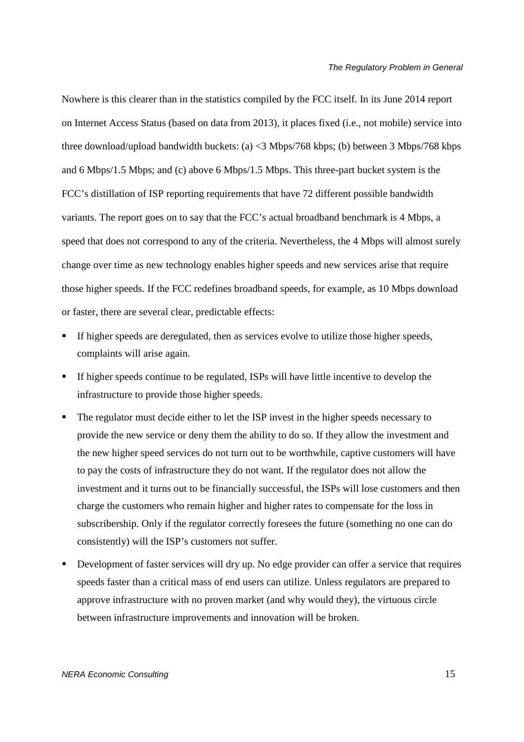Nowhere is this clearer than in the statistics compiled by the FCC itself. In its June 2014 report on Internet Access Status (based on data from 2013), it places fixed (i.e., not mobile) service into three download/upload bandwidth buckets: (a) <3 Mbps/768 kbps; (b) between 3 Mbps/768 kbps and 6 Mbps/1.5 Mbps; and (c) above 6 Mbps/1.5 Mbps. This three-part bucket system is the FCC's distillation of ISP reporting requirements that have 72 different possible bandwidth variants. The report goes on to say that the FCC's actual broadband benchmark is 4 Mbps, a speed that does not correspond to any of the criteria. Nevertheless, the 4 Mbps will almost surely change over time as new technology enables higher speeds and new services arise that require those higher speeds. If the FCC redefines broadband speeds, for example, as 10 Mbps download or faster, there are several clear, predictable effects:

- If higher speeds are deregulated, then as services evolve to utilize those higher speeds, complaints will arise again.
- If higher speeds continue to be regulated, ISPs will have little incentive to develop the infrastructure to provide those higher speeds.
- The regulator must decide either to let the ISP invest in the higher speeds necessary to provide the new service or deny them the ability to do so. If they allow the investment and the new higher speed services do not turn out to be worthwhile, captive customers will have to pay the costs of infrastructure they do not want. If the regulator does not allow the investment and it turns out to be financially successful, the ISPs will lose customers and then charge the customers who remain higher and higher rates to compensate for the loss in subscribership. Only if the regulator correctly foresees the future (something no one can do consistently) will the ISP's customers not suffer.
- Development of faster services will dry up. No edge provider can offer a service that requires speeds faster than a critical mass of end users can utilize. Unless regulators are prepared to approve infrastructure with no proven market (and why would they), the virtuous circle between infrastructure improvements and innovation will be broken.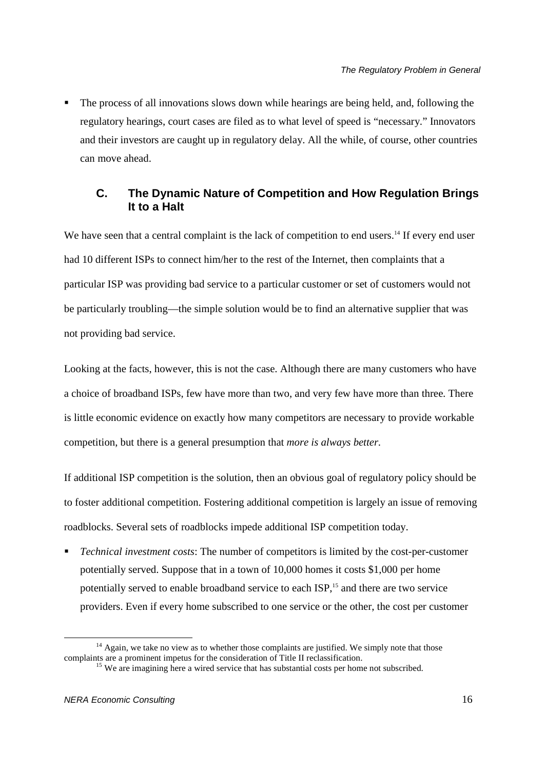- The process of all innovations slows down while hearings are being held, and, following the regulatory hearings, court cases are filed as to what level of speed is "necessary." Innovators and their investors are caught up in regulatory delay. All the while, of course, other countries can move ahead.

### C. The Dynamic Nature of Competition and How Regulation Brings It to a Halt

We have seen that a central complaint is the lack of competition to end users.[14] If every end user had 10 different ISPs to connect him/her to the rest of the Internet, then complaints that a particular ISP was providing bad service to a particular customer or set of customers would not be particularly troubling—the simple solution would be to find an alternative supplier that was not providing bad service.

Looking at the facts, however, this is not the case. Although there are many customers who have a choice of broadband ISPs, few have more than two, and very few have more than three. There is little economic evidence on exactly how many competitors are necessary to provide workable competition, but there is a general presumption that *more is always better*.

If additional ISP competition is the solution, then an obvious goal of regulatory policy should be to foster additional competition. Fostering additional competition is largely an issue of removing roadblocks. Several sets of roadblocks impede additional ISP competition today.

- *Technical investment costs*: The number of competitors is limited by the cost-per-customer potentially served. Suppose that in a town of 10,000 homes it costs $1,000 per home potentially served to enable broadband service to each ISP,[15] and there are two service providers. Even if every home subscribed to one service or the other, the cost per customer

[14] Again, we take no view as to whether those complaints are justified. We simply note that those complaints are a prominent impetus for the consideration of Title II reclassification.

[15] We are imagining here a wired service that has substantial costs per home not subscribed.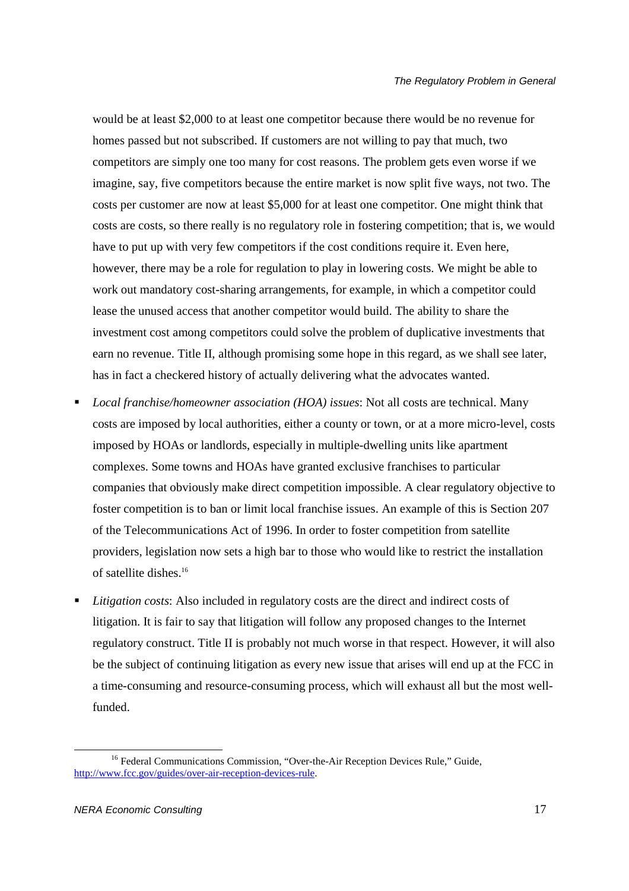would be at least $2,000 to at least one competitor because there would be no revenue for homes passed but not subscribed. If customers are not willing to pay that much, two competitors are simply one too many for cost reasons. The problem gets even worse if we imagine, say, five competitors because the entire market is now split five ways, not two. The costs per customer are now at least $5,000 for at least one competitor. One might think that costs are costs, so there really is no regulatory role in fostering competition; that is, we would have to put up with very few competitors if the cost conditions require it. Even here, however, there may be a role for regulation to play in lowering costs. We might be able to work out mandatory cost-sharing arrangements, for example, in which a competitor could lease the unused access that another competitor would build. The ability to share the investment cost among competitors could solve the problem of duplicative investments that earn no revenue. Title II, although promising some hope in this regard, as we shall see later, has in fact a checkered history of actually delivering what the advocates wanted.

- *Local franchise/homeowner association (HOA) issues*: Not all costs are technical. Many costs are imposed by local authorities, either a county or town, or at a more micro-level, costs imposed by HOAs or landlords, especially in multiple-dwelling units like apartment complexes. Some towns and HOAs have granted exclusive franchises to particular companies that obviously make direct competition impossible. A clear regulatory objective to foster competition is to ban or limit local franchise issues. An example of this is Section 207 of the Telecommunications Act of 1996. In order to foster competition from satellite providers, legislation now sets a high bar to those who would like to restrict the installation of satellite dishes.[16]
- *Litigation costs*: Also included in regulatory costs are the direct and indirect costs of litigation. It is fair to say that litigation will follow any proposed changes to the Internet regulatory construct. Title II is probably not much worse in that respect. However, it will also be the subject of continuing litigation as every new issue that arises will end up at the FCC in a time-consuming and resource-consuming process, which will exhaust all but the most well-funded.

[16] Federal Communications Commission, "Over-the-Air Reception Devices Rule," Guide, http://www.fcc.gov/guides/over-air-reception-devices-rule.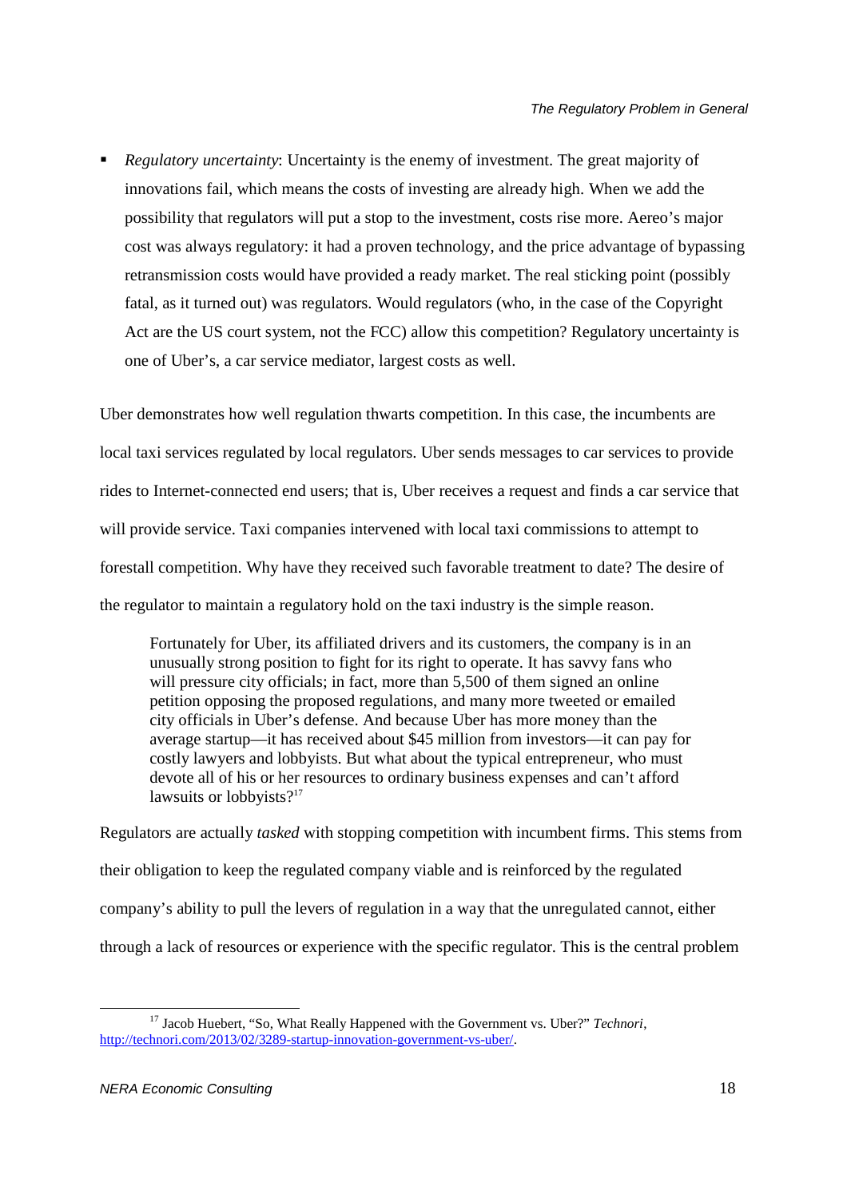- *Regulatory uncertainty*: Uncertainty is the enemy of investment. The great majority of innovations fail, which means the costs of investing are already high. When we add the possibility that regulators will put a stop to the investment, costs rise more. Aereo's major cost was always regulatory: it had a proven technology, and the price advantage of bypassing retransmission costs would have provided a ready market. The real sticking point (possibly fatal, as it turned out) was regulators. Would regulators (who, in the case of the Copyright Act are the US court system, not the FCC) allow this competition? Regulatory uncertainty is one of Uber's, a car service mediator, largest costs as well.

Uber demonstrates how well regulation thwarts competition. In this case, the incumbents are local taxi services regulated by local regulators. Uber sends messages to car services to provide rides to Internet-connected end users; that is, Uber receives a request and finds a car service that will provide service. Taxi companies intervened with local taxi commissions to attempt to forestall competition. Why have they received such favorable treatment to date? The desire of the regulator to maintain a regulatory hold on the taxi industry is the simple reason.

> Fortunately for Uber, its affiliated drivers and its customers, the company is in an unusually strong position to fight for its right to operate. It has savvy fans who will pressure city officials; in fact, more than 5,500 of them signed an online petition opposing the proposed regulations, and many more tweeted or emailed city officials in Uber's defense. And because Uber has more money than the average startup—it has received about $45 million from investors—it can pay for costly lawyers and lobbyists. But what about the typical entrepreneur, who must devote all of his or her resources to ordinary business expenses and can't afford lawsuits or lobbyists?[17]

Regulators are actually *tasked* with stopping competition with incumbent firms. This stems from their obligation to keep the regulated company viable and is reinforced by the regulated company's ability to pull the levers of regulation in a way that the unregulated cannot, either through a lack of resources or experience with the specific regulator. This is the central problem

[17] Jacob Huebert, "So, What Really Happened with the Government vs. Uber?" *Technori*, http://technori.com/2013/02/3289-startup-innovation-government-vs-uber/.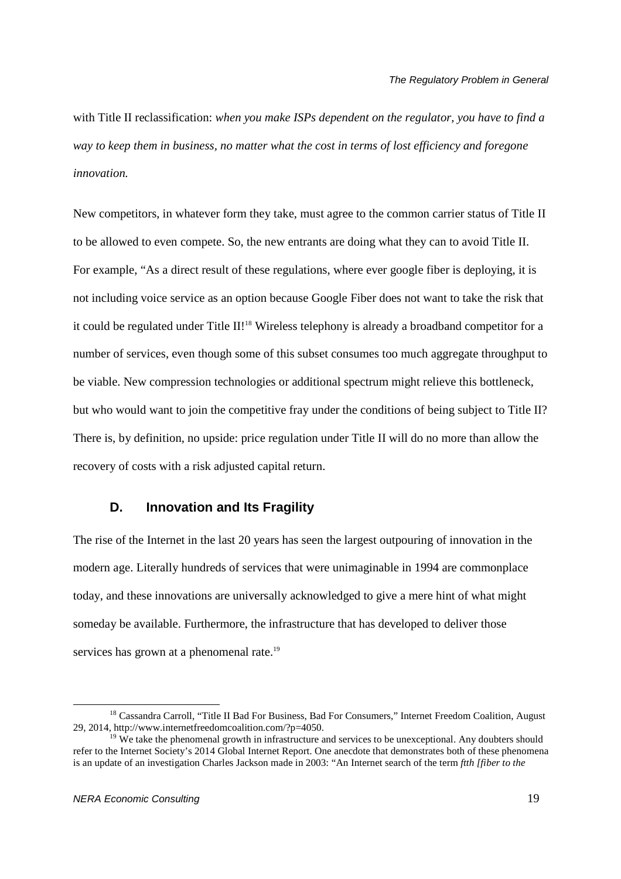with Title II reclassification: *when you make ISPs dependent on the regulator, you have to find a way to keep them in business, no matter what the cost in terms of lost efficiency and foregone innovation.*

New competitors, in whatever form they take, must agree to the common carrier status of Title II to be allowed to even compete. So, the new entrants are doing what they can to avoid Title II. For example, "As a direct result of these regulations, where ever google fiber is deploying, it is not including voice service as an option because Google Fiber does not want to take the risk that it could be regulated under Title II![18] Wireless telephony is already a broadband competitor for a number of services, even though some of this subset consumes too much aggregate throughput to be viable. New compression technologies or additional spectrum might relieve this bottleneck, but who would want to join the competitive fray under the conditions of being subject to Title II? There is, by definition, no upside: price regulation under Title II will do no more than allow the recovery of costs with a risk adjusted capital return.

## D. Innovation and Its Fragility

The rise of the Internet in the last 20 years has seen the largest outpouring of innovation in the modern age. Literally hundreds of services that were unimaginable in 1994 are commonplace today, and these innovations are universally acknowledged to give a mere hint of what might someday be available. Furthermore, the infrastructure that has developed to deliver those services has grown at a phenomenal rate.[19]

[18] Cassandra Carroll, "Title II Bad For Business, Bad For Consumers," Internet Freedom Coalition, August 29, 2014, http://www.internetfreedomcoalition.com/?p=4050.

[19] We take the phenomenal growth in infrastructure and services to be unexceptional. Any doubters should refer to the Internet Society's 2014 Global Internet Report. One anecdote that demonstrates both of these phenomena is an update of an investigation Charles Jackson made in 2003: "An Internet search of the term *ftth [fiber to the*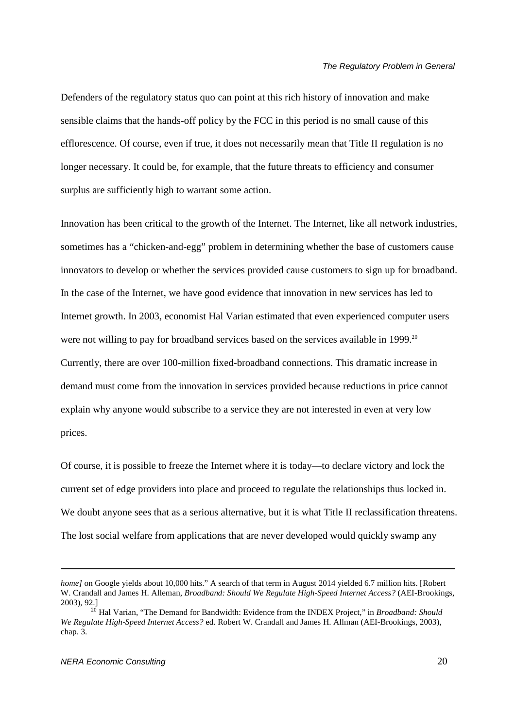Defenders of the regulatory status quo can point at this rich history of innovation and make sensible claims that the hands-off policy by the FCC in this period is no small cause of this efflorescence. Of course, even if true, it does not necessarily mean that Title II regulation is no longer necessary. It could be, for example, that the future threats to efficiency and consumer surplus are sufficiently high to warrant some action.

Innovation has been critical to the growth of the Internet. The Internet, like all network industries, sometimes has a "chicken-and-egg" problem in determining whether the base of customers cause innovators to develop or whether the services provided cause customers to sign up for broadband. In the case of the Internet, we have good evidence that innovation in new services has led to Internet growth. In 2003, economist Hal Varian estimated that even experienced computer users were not willing to pay for broadband services based on the services available in 1999.[20] Currently, there are over 100-million fixed-broadband connections. This dramatic increase in demand must come from the innovation in services provided because reductions in price cannot explain why anyone would subscribe to a service they are not interested in even at very low prices.

Of course, it is possible to freeze the Internet where it is today—to declare victory and lock the current set of edge providers into place and proceed to regulate the relationships thus locked in. We doubt anyone sees that as a serious alternative, but it is what Title II reclassification threatens. The lost social welfare from applications that are never developed would quickly swamp any

---

*home]* on Google yields about 10,000 hits." A search of that term in August 2014 yielded 6.7 million hits. [Robert W. Crandall and James H. Alleman, *Broadband: Should We Regulate High-Speed Internet Access?* (AEI-Brookings, 2003), 92.]

[20] Hal Varian, "The Demand for Bandwidth: Evidence from the INDEX Project," in *Broadband: Should We Regulate High-Speed Internet Access?* ed. Robert W. Crandall and James H. Allman (AEI-Brookings, 2003), chap. 3.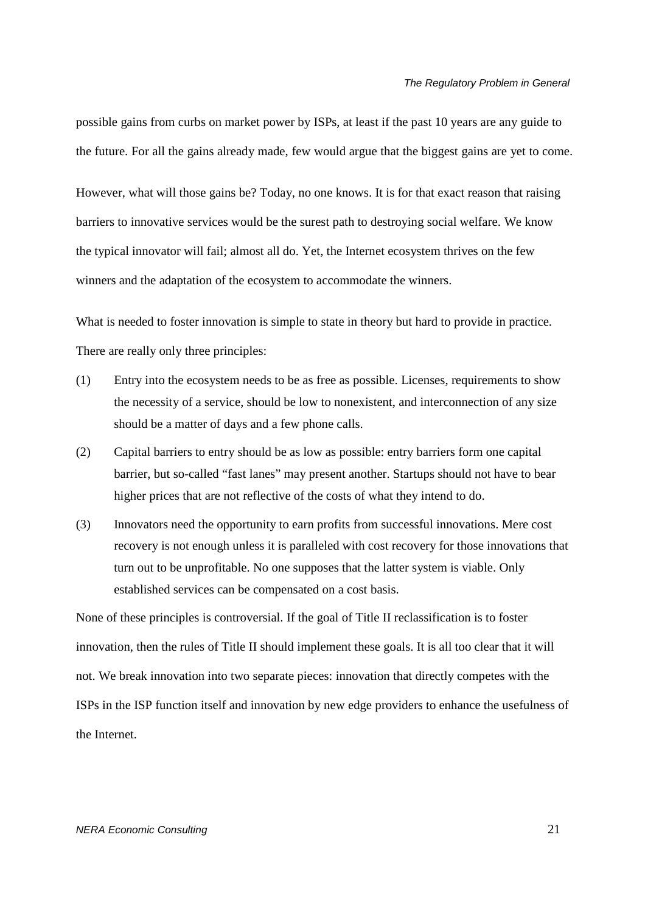possible gains from curbs on market power by ISPs, at least if the past 10 years are any guide to the future. For all the gains already made, few would argue that the biggest gains are yet to come.

However, what will those gains be? Today, no one knows. It is for that exact reason that raising barriers to innovative services would be the surest path to destroying social welfare. We know the typical innovator will fail; almost all do. Yet, the Internet ecosystem thrives on the few winners and the adaptation of the ecosystem to accommodate the winners.

What is needed to foster innovation is simple to state in theory but hard to provide in practice. There are really only three principles:

(1) Entry into the ecosystem needs to be as free as possible. Licenses, requirements to show the necessity of a service, should be low to nonexistent, and interconnection of any size should be a matter of days and a few phone calls.

(2) Capital barriers to entry should be as low as possible: entry barriers form one capital barrier, but so-called "fast lanes" may present another. Startups should not have to bear higher prices that are not reflective of the costs of what they intend to do.

(3) Innovators need the opportunity to earn profits from successful innovations. Mere cost recovery is not enough unless it is paralleled with cost recovery for those innovations that turn out to be unprofitable. No one supposes that the latter system is viable. Only established services can be compensated on a cost basis.

None of these principles is controversial. If the goal of Title II reclassification is to foster innovation, then the rules of Title II should implement these goals. It is all too clear that it will not. We break innovation into two separate pieces: innovation that directly competes with the ISPs in the ISP function itself and innovation by new edge providers to enhance the usefulness of the Internet.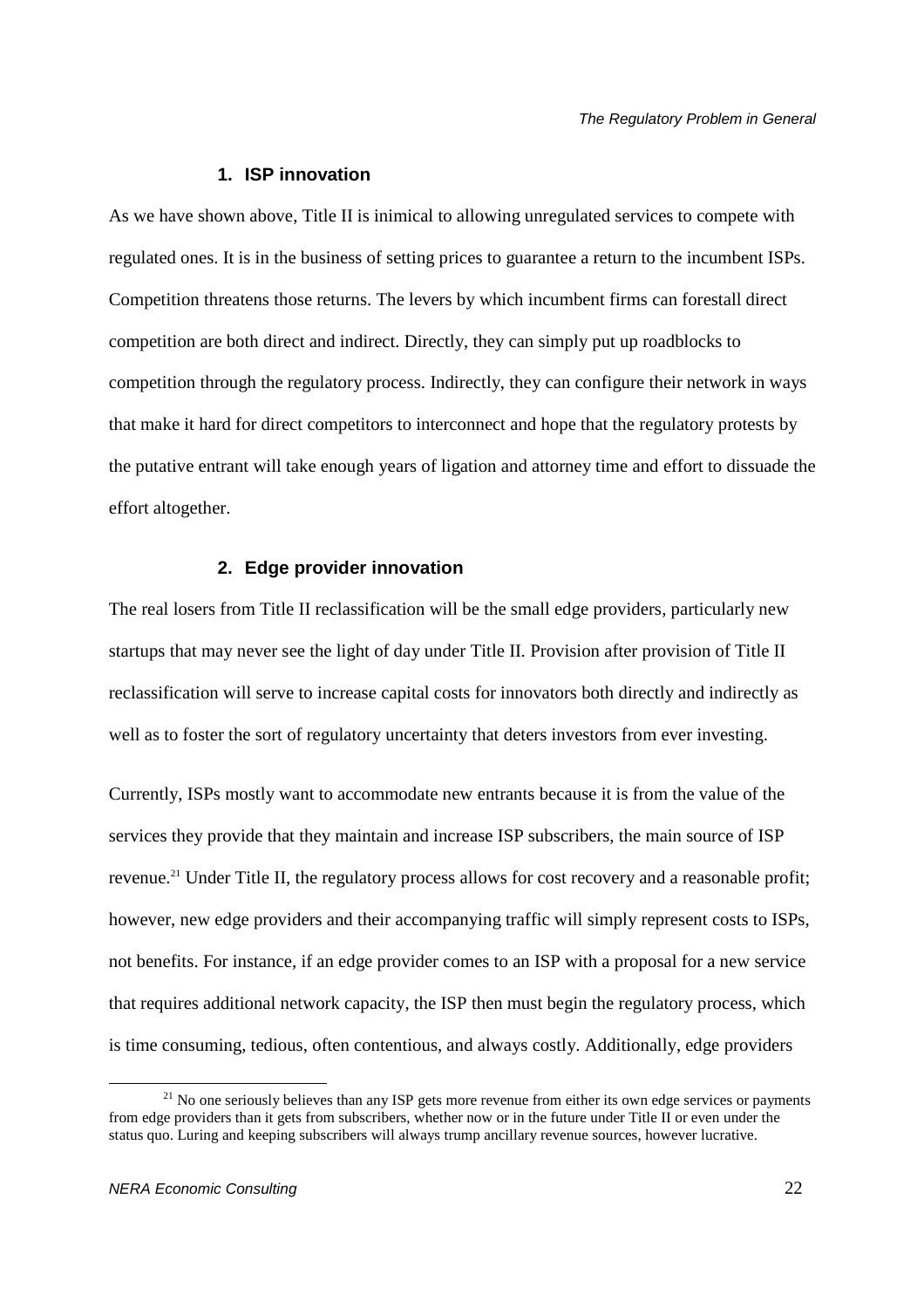### 1. ISP innovation

As we have shown above, Title II is inimical to allowing unregulated services to compete with regulated ones. It is in the business of setting prices to guarantee a return to the incumbent ISPs. Competition threatens those returns. The levers by which incumbent firms can forestall direct competition are both direct and indirect. Directly, they can simply put up roadblocks to competition through the regulatory process. Indirectly, they can configure their network in ways that make it hard for direct competitors to interconnect and hope that the regulatory protests by the putative entrant will take enough years of ligation and attorney time and effort to dissuade the effort altogether.

### 2. Edge provider innovation

The real losers from Title II reclassification will be the small edge providers, particularly new startups that may never see the light of day under Title II. Provision after provision of Title II reclassification will serve to increase capital costs for innovators both directly and indirectly as well as to foster the sort of regulatory uncertainty that deters investors from ever investing.

Currently, ISPs mostly want to accommodate new entrants because it is from the value of the services they provide that they maintain and increase ISP subscribers, the main source of ISP revenue.[21] Under Title II, the regulatory process allows for cost recovery and a reasonable profit; however, new edge providers and their accompanying traffic will simply represent costs to ISPs, not benefits. For instance, if an edge provider comes to an ISP with a proposal for a new service that requires additional network capacity, the ISP then must begin the regulatory process, which is time consuming, tedious, often contentious, and always costly. Additionally, edge providers

[21] No one seriously believes than any ISP gets more revenue from either its own edge services or payments from edge providers than it gets from subscribers, whether now or in the future under Title II or even under the status quo. Luring and keeping subscribers will always trump ancillary revenue sources, however lucrative.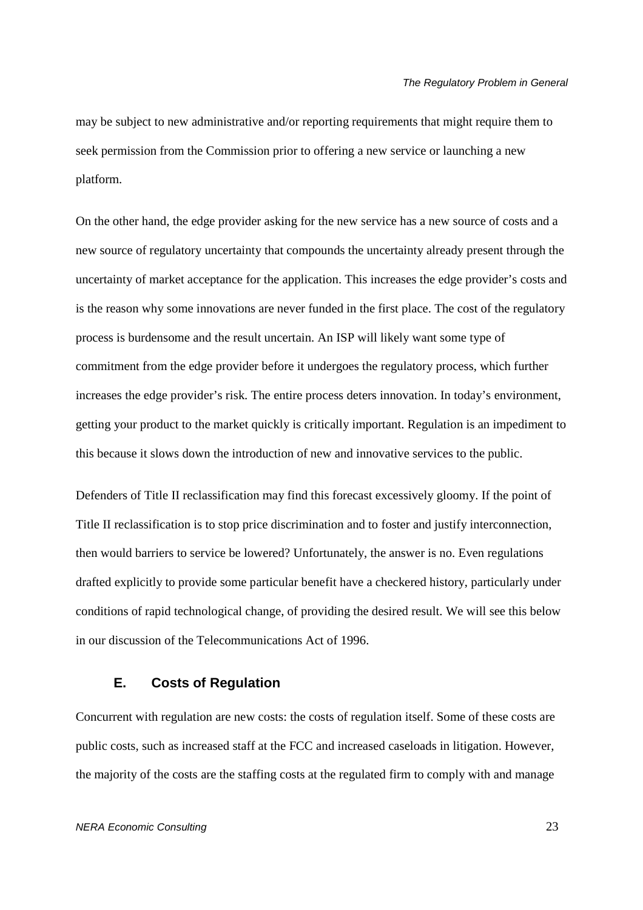may be subject to new administrative and/or reporting requirements that might require them to seek permission from the Commission prior to offering a new service or launching a new platform.

On the other hand, the edge provider asking for the new service has a new source of costs and a new source of regulatory uncertainty that compounds the uncertainty already present through the uncertainty of market acceptance for the application. This increases the edge provider's costs and is the reason why some innovations are never funded in the first place. The cost of the regulatory process is burdensome and the result uncertain. An ISP will likely want some type of commitment from the edge provider before it undergoes the regulatory process, which further increases the edge provider's risk. The entire process deters innovation. In today's environment, getting your product to the market quickly is critically important. Regulation is an impediment to this because it slows down the introduction of new and innovative services to the public.

Defenders of Title II reclassification may find this forecast excessively gloomy. If the point of Title II reclassification is to stop price discrimination and to foster and justify interconnection, then would barriers to service be lowered? Unfortunately, the answer is no. Even regulations drafted explicitly to provide some particular benefit have a checkered history, particularly under conditions of rapid technological change, of providing the desired result. We will see this below in our discussion of the Telecommunications Act of 1996.

### E. Costs of Regulation

Concurrent with regulation are new costs: the costs of regulation itself. Some of these costs are public costs, such as increased staff at the FCC and increased caseloads in litigation. However, the majority of the costs are the staffing costs at the regulated firm to comply with and manage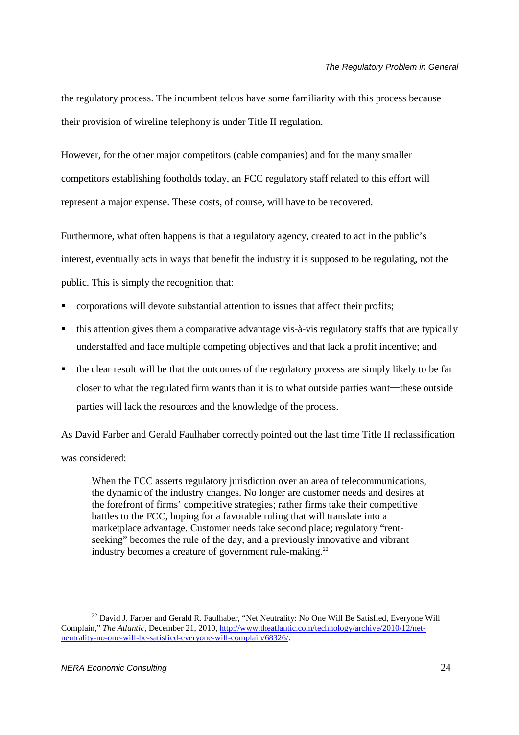the regulatory process. The incumbent telcos have some familiarity with this process because their provision of wireline telephony is under Title II regulation.

However, for the other major competitors (cable companies) and for the many smaller competitors establishing footholds today, an FCC regulatory staff related to this effort will represent a major expense. These costs, of course, will have to be recovered.

Furthermore, what often happens is that a regulatory agency, created to act in the public's interest, eventually acts in ways that benefit the industry it is supposed to be regulating, not the public. This is simply the recognition that:

- corporations will devote substantial attention to issues that affect their profits;
- this attention gives them a comparative advantage vis-à-vis regulatory staffs that are typically understaffed and face multiple competing objectives and that lack a profit incentive; and
- the clear result will be that the outcomes of the regulatory process are simply likely to be far closer to what the regulated firm wants than it is to what outside parties want—these outside parties will lack the resources and the knowledge of the process.

As David Farber and Gerald Faulhaber correctly pointed out the last time Title II reclassification was considered:

> When the FCC asserts regulatory jurisdiction over an area of telecommunications, the dynamic of the industry changes. No longer are customer needs and desires at the forefront of firms' competitive strategies; rather firms take their competitive battles to the FCC, hoping for a favorable ruling that will translate into a marketplace advantage. Customer needs take second place; regulatory "rent-seeking" becomes the rule of the day, and a previously innovative and vibrant industry becomes a creature of government rule-making.[22]

---

[22] David J. Farber and Gerald R. Faulhaber, "Net Neutrality: No One Will Be Satisfied, Everyone Will Complain," *The Atlantic*, December 21, 2010, http://www.theatlantic.com/technology/archive/2010/12/net-neutrality-no-one-will-be-satisfied-everyone-will-complain/68326/.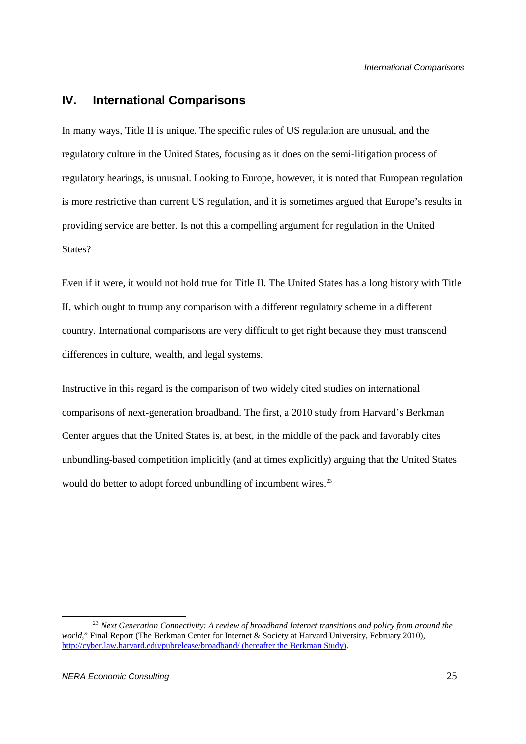## IV. International Comparisons

In many ways, Title II is unique. The specific rules of US regulation are unusual, and the regulatory culture in the United States, focusing as it does on the semi-litigation process of regulatory hearings, is unusual. Looking to Europe, however, it is noted that European regulation is more restrictive than current US regulation, and it is sometimes argued that Europe's results in providing service are better. Is not this a compelling argument for regulation in the United States?

Even if it were, it would not hold true for Title II. The United States has a long history with Title II, which ought to trump any comparison with a different regulatory scheme in a different country. International comparisons are very difficult to get right because they must transcend differences in culture, wealth, and legal systems.

Instructive in this regard is the comparison of two widely cited studies on international comparisons of next-generation broadband. The first, a 2010 study from Harvard's Berkman Center argues that the United States is, at best, in the middle of the pack and favorably cites unbundling-based competition implicitly (and at times explicitly) arguing that the United States would do better to adopt forced unbundling of incumbent wires.[23]

---

[23] *Next Generation Connectivity: A review of broadband Internet transitions and policy from around the world*," Final Report (The Berkman Center for Internet & Society at Harvard University, February 2010), http://cyber.law.harvard.edu/pubrelease/broadband/ (hereafter the Berkman Study).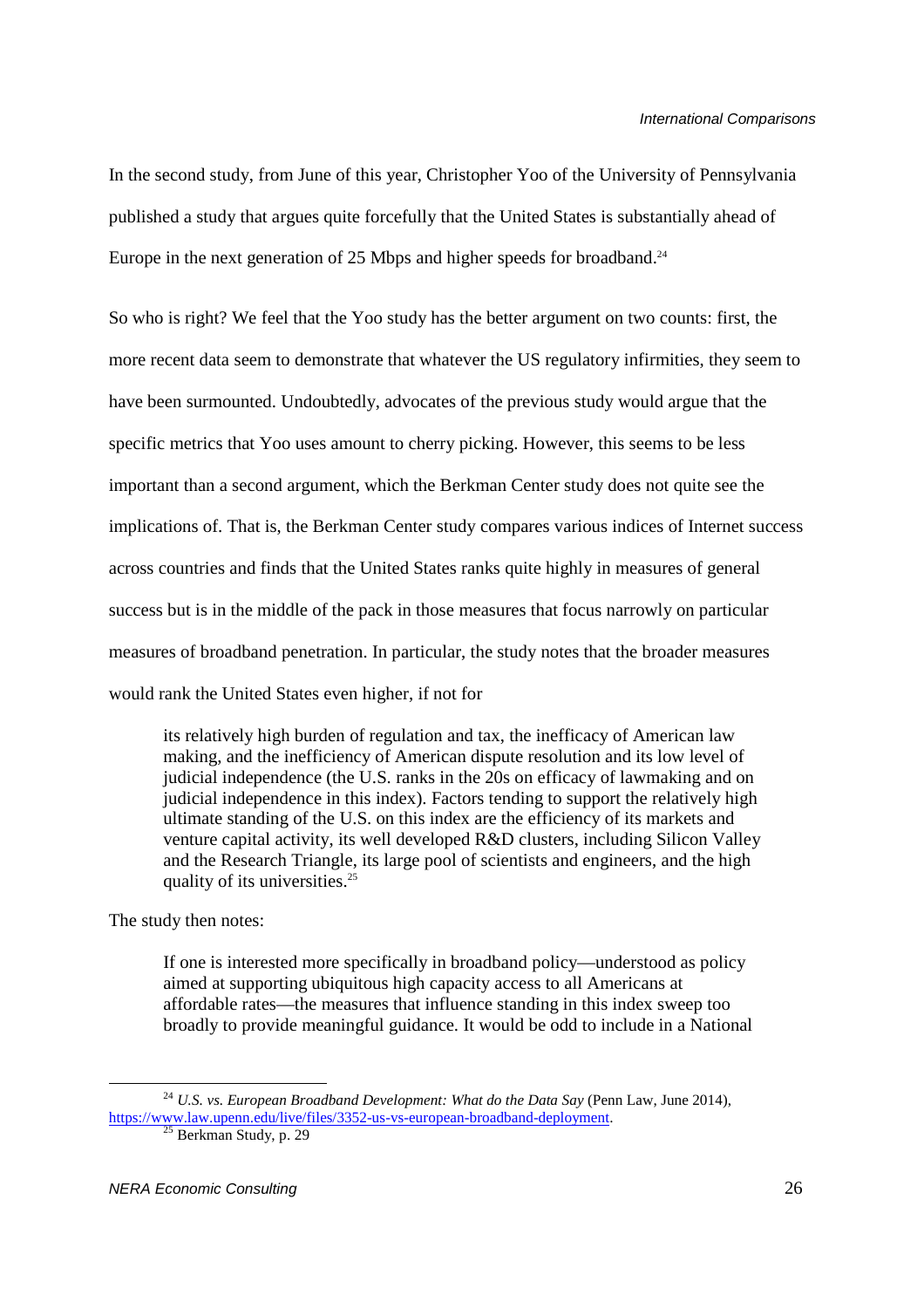In the second study, from June of this year, Christopher Yoo of the University of Pennsylvania published a study that argues quite forcefully that the United States is substantially ahead of Europe in the next generation of 25 Mbps and higher speeds for broadband.[24]

So who is right? We feel that the Yoo study has the better argument on two counts: first, the more recent data seem to demonstrate that whatever the US regulatory infirmities, they seem to have been surmounted. Undoubtedly, advocates of the previous study would argue that the specific metrics that Yoo uses amount to cherry picking. However, this seems to be less important than a second argument, which the Berkman Center study does not quite see the implications of. That is, the Berkman Center study compares various indices of Internet success across countries and finds that the United States ranks quite highly in measures of general success but is in the middle of the pack in those measures that focus narrowly on particular measures of broadband penetration. In particular, the study notes that the broader measures would rank the United States even higher, if not for

> its relatively high burden of regulation and tax, the inefficacy of American law making, and the inefficiency of American dispute resolution and its low level of judicial independence (the U.S. ranks in the 20s on efficacy of lawmaking and on judicial independence in this index). Factors tending to support the relatively high ultimate standing of the U.S. on this index are the efficiency of its markets and venture capital activity, its well developed R&D clusters, including Silicon Valley and the Research Triangle, its large pool of scientists and engineers, and the high quality of its universities.[25]

The study then notes:

> If one is interested more specifically in broadband policy—understood as policy aimed at supporting ubiquitous high capacity access to all Americans at affordable rates—the measures that influence standing in this index sweep too broadly to provide meaningful guidance. It would be odd to include in a National

---

[24] *U.S. vs. European Broadband Development: What do the Data Say* (Penn Law, June 2014), https://www.law.upenn.edu/live/files/3352-us-vs-european-broadband-deployment.

[25] Berkman Study, p. 29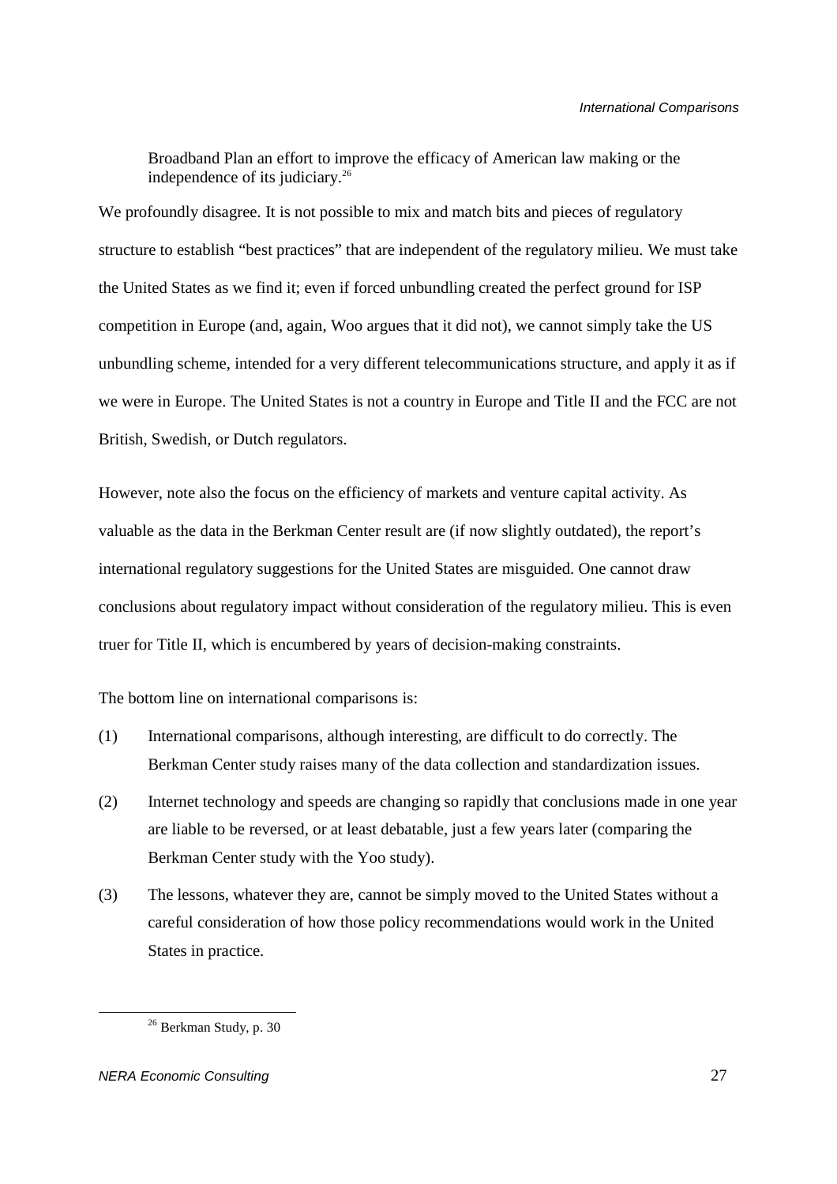> Broadband Plan an effort to improve the efficacy of American law making or the independence of its judiciary.[26]

We profoundly disagree. It is not possible to mix and match bits and pieces of regulatory structure to establish "best practices" that are independent of the regulatory milieu. We must take the United States as we find it; even if forced unbundling created the perfect ground for ISP competition in Europe (and, again, Woo argues that it did not), we cannot simply take the US unbundling scheme, intended for a very different telecommunications structure, and apply it as if we were in Europe. The United States is not a country in Europe and Title II and the FCC are not British, Swedish, or Dutch regulators.

However, note also the focus on the efficiency of markets and venture capital activity. As valuable as the data in the Berkman Center result are (if now slightly outdated), the report's international regulatory suggestions for the United States are misguided. One cannot draw conclusions about regulatory impact without consideration of the regulatory milieu. This is even truer for Title II, which is encumbered by years of decision-making constraints.

The bottom line on international comparisons is:

(1) International comparisons, although interesting, are difficult to do correctly. The Berkman Center study raises many of the data collection and standardization issues.

(2) Internet technology and speeds are changing so rapidly that conclusions made in one year are liable to be reversed, or at least debatable, just a few years later (comparing the Berkman Center study with the Yoo study).

(3) The lessons, whatever they are, cannot be simply moved to the United States without a careful consideration of how those policy recommendations would work in the United States in practice.

---

[26] Berkman Study, p. 30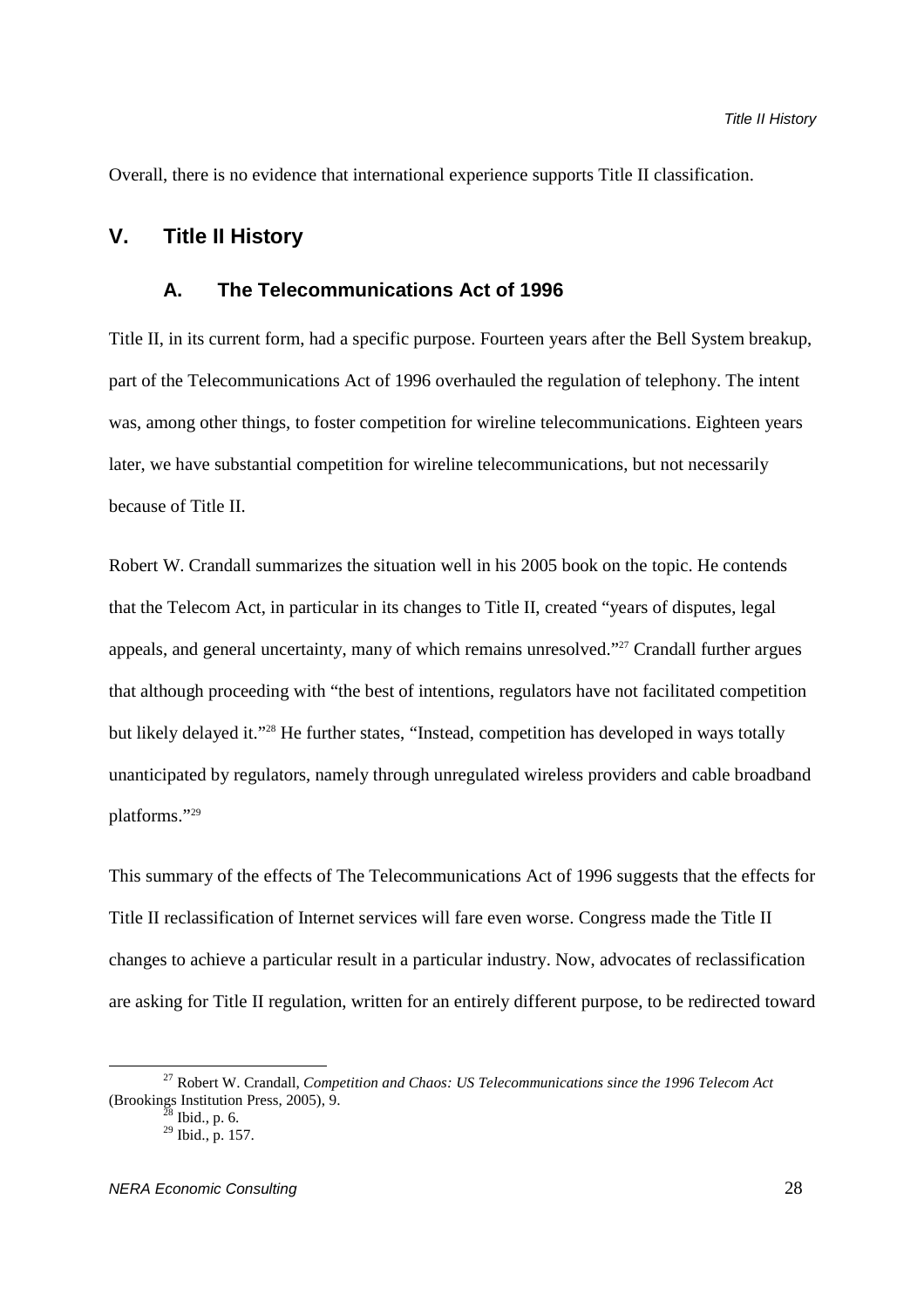Overall, there is no evidence that international experience supports Title II classification.

## V. Title II History

### A. The Telecommunications Act of 1996

Title II, in its current form, had a specific purpose. Fourteen years after the Bell System breakup, part of the Telecommunications Act of 1996 overhauled the regulation of telephony. The intent was, among other things, to foster competition for wireline telecommunications. Eighteen years later, we have substantial competition for wireline telecommunications, but not necessarily because of Title II.

Robert W. Crandall summarizes the situation well in his 2005 book on the topic. He contends that the Telecom Act, in particular in its changes to Title II, created "years of disputes, legal appeals, and general uncertainty, many of which remains unresolved."[27] Crandall further argues that although proceeding with "the best of intentions, regulators have not facilitated competition but likely delayed it."[28] He further states, "Instead, competition has developed in ways totally unanticipated by regulators, namely through unregulated wireless providers and cable broadband platforms."[29]

This summary of the effects of The Telecommunications Act of 1996 suggests that the effects for Title II reclassification of Internet services will fare even worse. Congress made the Title II changes to achieve a particular result in a particular industry. Now, advocates of reclassification are asking for Title II regulation, written for an entirely different purpose, to be redirected toward

---

[27] Robert W. Crandall, *Competition and Chaos: US Telecommunications since the 1996 Telecom Act* (Brookings Institution Press, 2005), 9.

[28] Ibid., p. 6.

[29] Ibid., p. 157.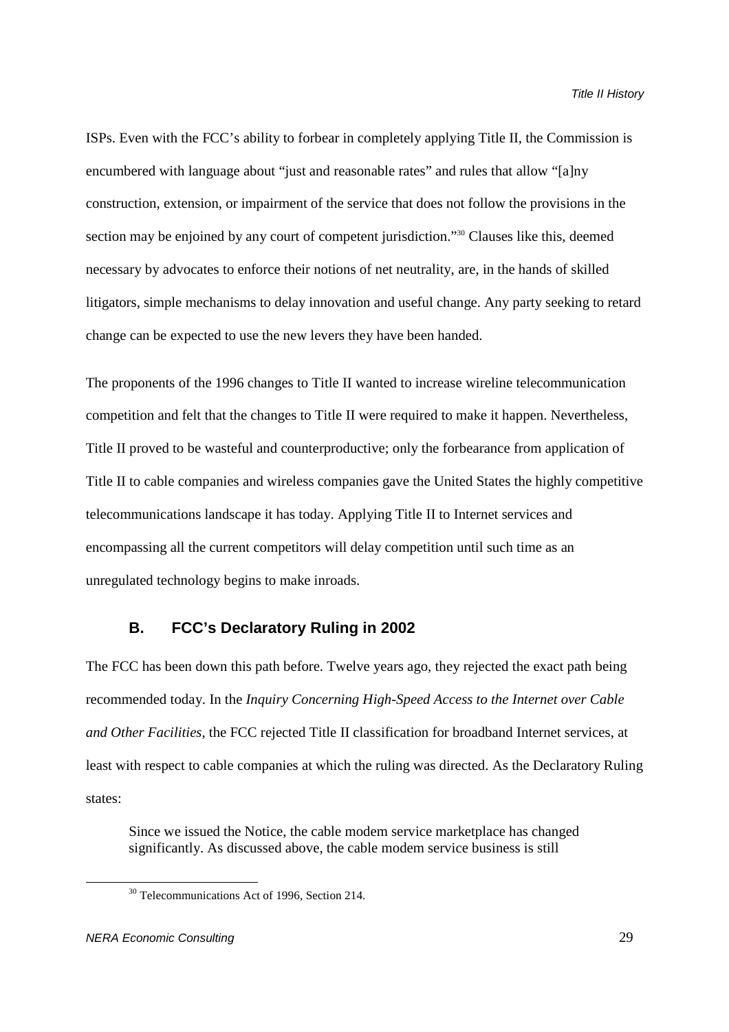ISPs. Even with the FCC's ability to forbear in completely applying Title II, the Commission is encumbered with language about "just and reasonable rates" and rules that allow "[a]ny construction, extension, or impairment of the service that does not follow the provisions in the section may be enjoined by any court of competent jurisdiction."[30] Clauses like this, deemed necessary by advocates to enforce their notions of net neutrality, are, in the hands of skilled litigators, simple mechanisms to delay innovation and useful change. Any party seeking to retard change can be expected to use the new levers they have been handed.

The proponents of the 1996 changes to Title II wanted to increase wireline telecommunication competition and felt that the changes to Title II were required to make it happen. Nevertheless, Title II proved to be wasteful and counterproductive; only the forbearance from application of Title II to cable companies and wireless companies gave the United States the highly competitive telecommunications landscape it has today. Applying Title II to Internet services and encompassing all the current competitors will delay competition until such time as an unregulated technology begins to make inroads.

### B. FCC's Declaratory Ruling in 2002

The FCC has been down this path before. Twelve years ago, they rejected the exact path being recommended today. In the *Inquiry Concerning High-Speed Access to the Internet over Cable and Other Facilities*, the FCC rejected Title II classification for broadband Internet services, at least with respect to cable companies at which the ruling was directed. As the Declaratory Ruling states:

> Since we issued the Notice, the cable modem service marketplace has changed significantly. As discussed above, the cable modem service business is still

[30] Telecommunications Act of 1996, Section 214.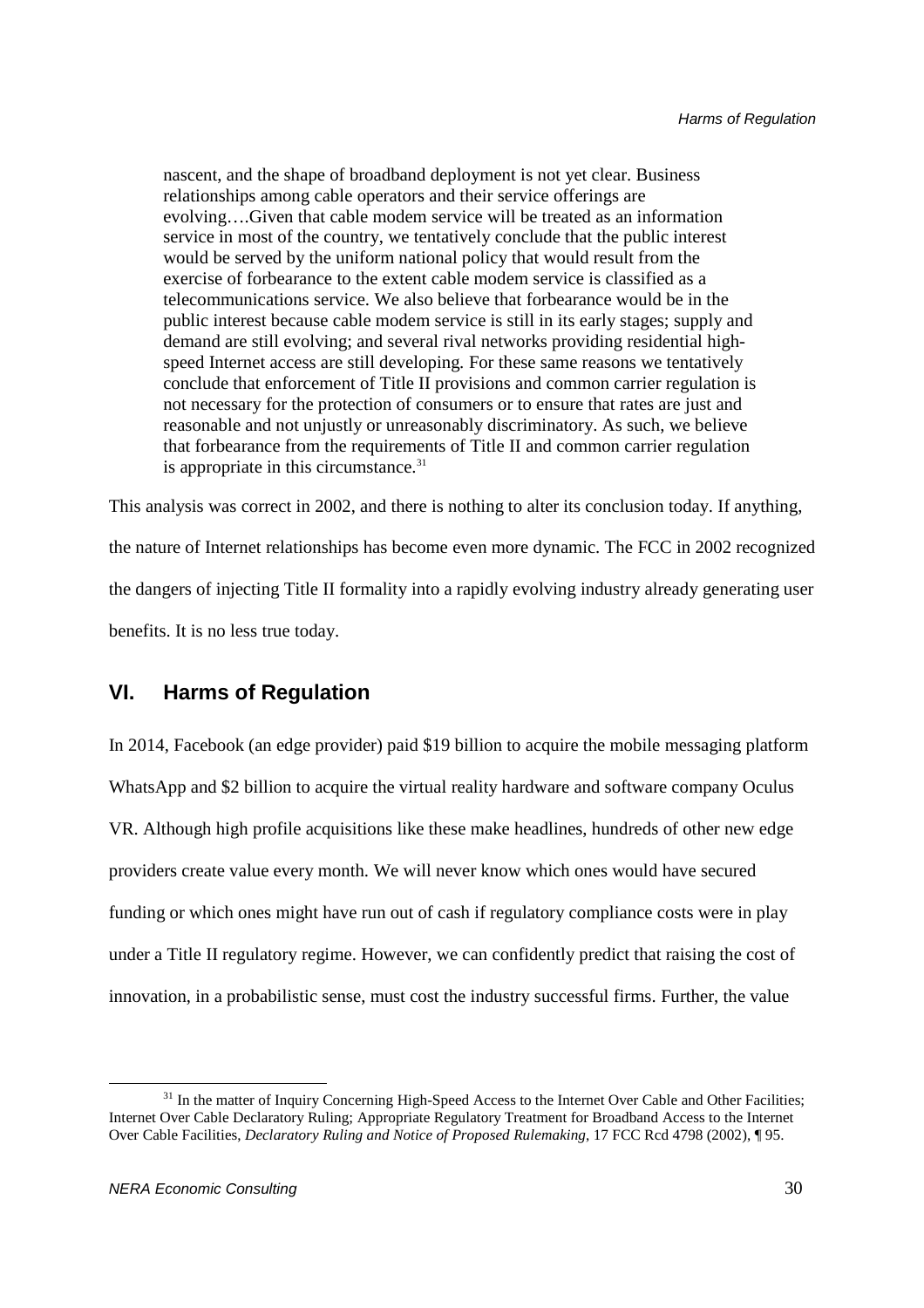> nascent, and the shape of broadband deployment is not yet clear. Business relationships among cable operators and their service offerings are evolving….Given that cable modem service will be treated as an information service in most of the country, we tentatively conclude that the public interest would be served by the uniform national policy that would result from the exercise of forbearance to the extent cable modem service is classified as a telecommunications service. We also believe that forbearance would be in the public interest because cable modem service is still in its early stages; supply and demand are still evolving; and several rival networks providing residential high-speed Internet access are still developing. For these same reasons we tentatively conclude that enforcement of Title II provisions and common carrier regulation is not necessary for the protection of consumers or to ensure that rates are just and reasonable and not unjustly or unreasonably discriminatory. As such, we believe that forbearance from the requirements of Title II and common carrier regulation is appropriate in this circumstance.[31]

This analysis was correct in 2002, and there is nothing to alter its conclusion today. If anything, the nature of Internet relationships has become even more dynamic. The FCC in 2002 recognized the dangers of injecting Title II formality into a rapidly evolving industry already generating user benefits. It is no less true today.

## VI. Harms of Regulation

In 2014, Facebook (an edge provider) paid $19 billion to acquire the mobile messaging platform WhatsApp and $2 billion to acquire the virtual reality hardware and software company Oculus VR. Although high profile acquisitions like these make headlines, hundreds of other new edge providers create value every month. We will never know which ones would have secured funding or which ones might have run out of cash if regulatory compliance costs were in play under a Title II regulatory regime. However, we can confidently predict that raising the cost of innovation, in a probabilistic sense, must cost the industry successful firms. Further, the value

[31] In the matter of Inquiry Concerning High-Speed Access to the Internet Over Cable and Other Facilities; Internet Over Cable Declaratory Ruling; Appropriate Regulatory Treatment for Broadband Access to the Internet Over Cable Facilities, *Declaratory Ruling and Notice of Proposed Rulemaking*, 17 FCC Rcd 4798 (2002), ¶ 95.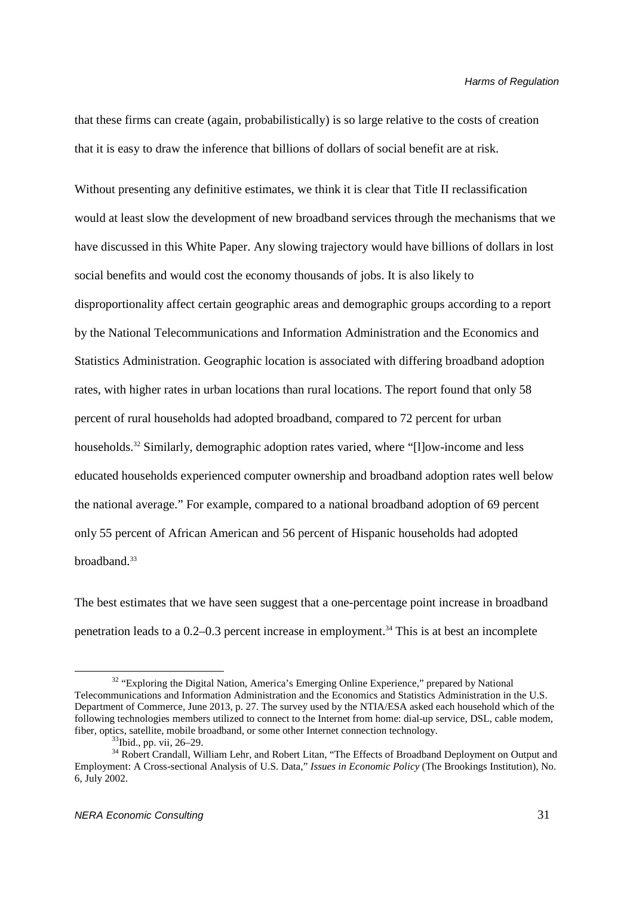that these firms can create (again, probabilistically) is so large relative to the costs of creation that it is easy to draw the inference that billions of dollars of social benefit are at risk.

Without presenting any definitive estimates, we think it is clear that Title II reclassification would at least slow the development of new broadband services through the mechanisms that we have discussed in this White Paper. Any slowing trajectory would have billions of dollars in lost social benefits and would cost the economy thousands of jobs. It is also likely to disproportionality affect certain geographic areas and demographic groups according to a report by the National Telecommunications and Information Administration and the Economics and Statistics Administration. Geographic location is associated with differing broadband adoption rates, with higher rates in urban locations than rural locations. The report found that only 58 percent of rural households had adopted broadband, compared to 72 percent for urban households.[32] Similarly, demographic adoption rates varied, where "[l]ow-income and less educated households experienced computer ownership and broadband adoption rates well below the national average." For example, compared to a national broadband adoption of 69 percent only 55 percent of African American and 56 percent of Hispanic households had adopted broadband.[33]

The best estimates that we have seen suggest that a one-percentage point increase in broadband penetration leads to a 0.2–0.3 percent increase in employment.[34] This is at best an incomplete

---

[32] "Exploring the Digital Nation, America's Emerging Online Experience," prepared by National Telecommunications and Information Administration and the Economics and Statistics Administration in the U.S. Department of Commerce, June 2013, p. 27. The survey used by the NTIA/ESA asked each household which of the following technologies members utilized to connect to the Internet from home: dial-up service, DSL, cable modem, fiber, optics, satellite, mobile broadband, or some other Internet connection technology.

[33] Ibid., pp. vii, 26–29.

[34] Robert Crandall, William Lehr, and Robert Litan, "The Effects of Broadband Deployment on Output and Employment: A Cross-sectional Analysis of U.S. Data," *Issues in Economic Policy* (The Brookings Institution), No. 6, July 2002.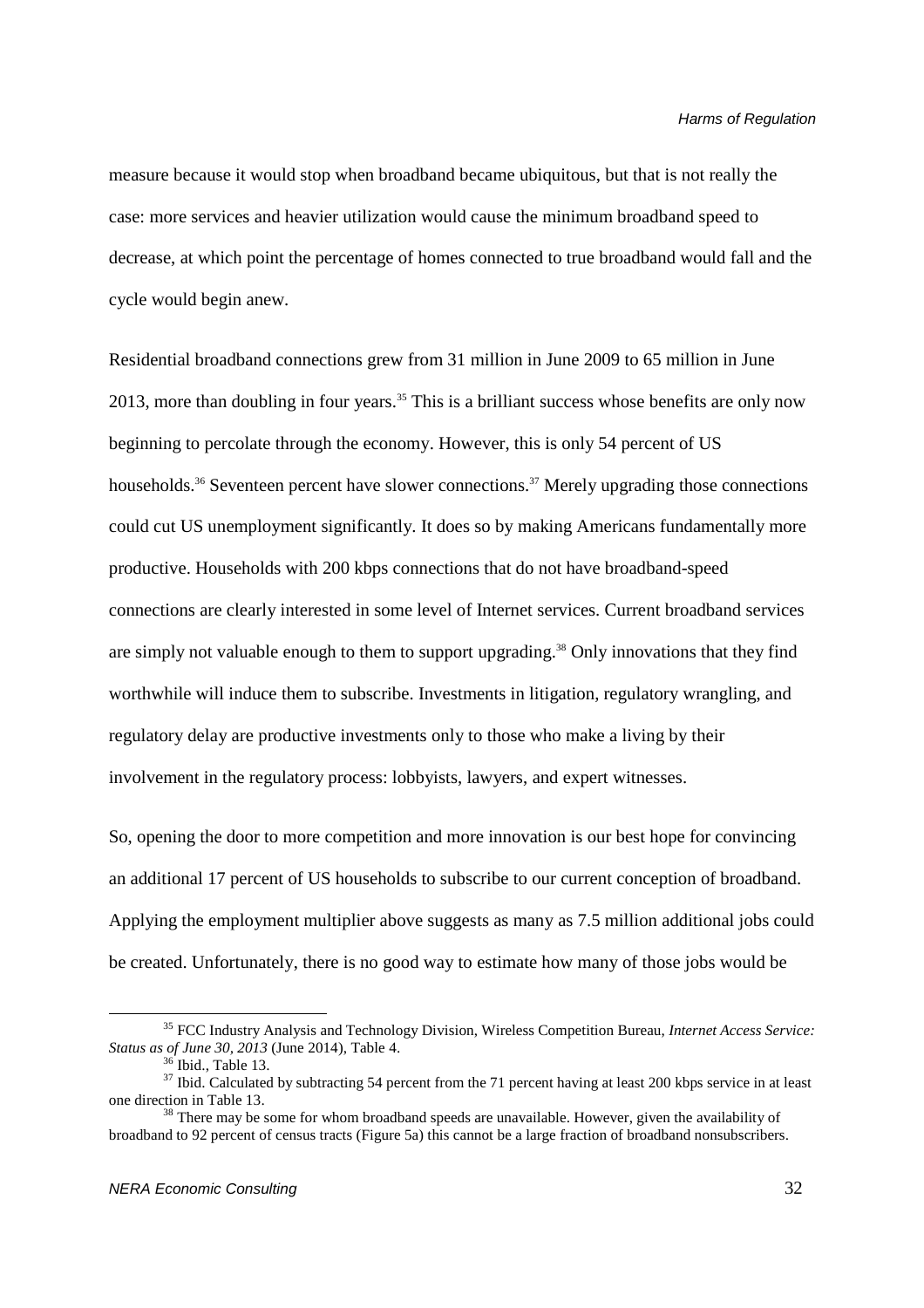measure because it would stop when broadband became ubiquitous, but that is not really the case: more services and heavier utilization would cause the minimum broadband speed to decrease, at which point the percentage of homes connected to true broadband would fall and the cycle would begin anew.

Residential broadband connections grew from 31 million in June 2009 to 65 million in June 2013, more than doubling in four years.[35] This is a brilliant success whose benefits are only now beginning to percolate through the economy. However, this is only 54 percent of US households.[36] Seventeen percent have slower connections.[37] Merely upgrading those connections could cut US unemployment significantly. It does so by making Americans fundamentally more productive. Households with 200 kbps connections that do not have broadband-speed connections are clearly interested in some level of Internet services. Current broadband services are simply not valuable enough to them to support upgrading.[38] Only innovations that they find worthwhile will induce them to subscribe. Investments in litigation, regulatory wrangling, and regulatory delay are productive investments only to those who make a living by their involvement in the regulatory process: lobbyists, lawyers, and expert witnesses.

So, opening the door to more competition and more innovation is our best hope for convincing an additional 17 percent of US households to subscribe to our current conception of broadband. Applying the employment multiplier above suggests as many as 7.5 million additional jobs could be created. Unfortunately, there is no good way to estimate how many of those jobs would be

---

[35] FCC Industry Analysis and Technology Division, Wireless Competition Bureau, *Internet Access Service: Status as of June 30, 2013* (June 2014), Table 4.

[36] Ibid., Table 13.

[37] Ibid. Calculated by subtracting 54 percent from the 71 percent having at least 200 kbps service in at least one direction in Table 13.

[38] There may be some for whom broadband speeds are unavailable. However, given the availability of broadband to 92 percent of census tracts (Figure 5a) this cannot be a large fraction of broadband nonsubscribers.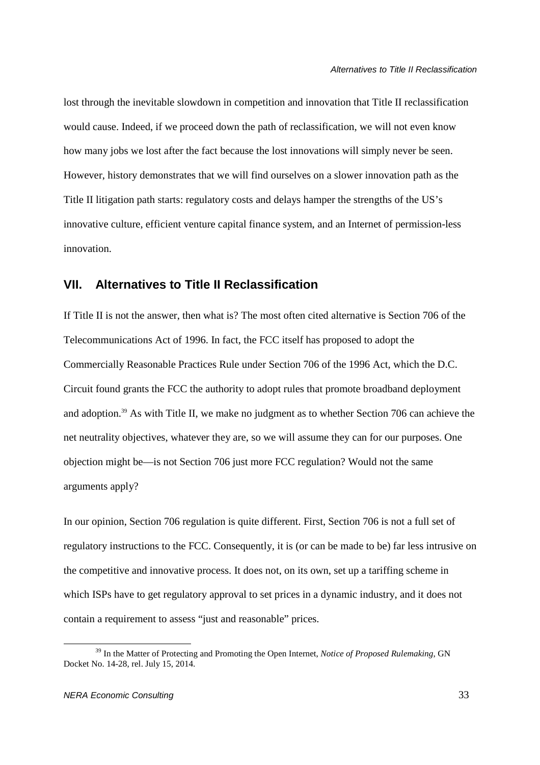lost through the inevitable slowdown in competition and innovation that Title II reclassification would cause. Indeed, if we proceed down the path of reclassification, we will not even know how many jobs we lost after the fact because the lost innovations will simply never be seen. However, history demonstrates that we will find ourselves on a slower innovation path as the Title II litigation path starts: regulatory costs and delays hamper the strengths of the US's innovative culture, efficient venture capital finance system, and an Internet of permission-less innovation.

## VII. Alternatives to Title II Reclassification

If Title II is not the answer, then what is? The most often cited alternative is Section 706 of the Telecommunications Act of 1996. In fact, the FCC itself has proposed to adopt the Commercially Reasonable Practices Rule under Section 706 of the 1996 Act, which the D.C. Circuit found grants the FCC the authority to adopt rules that promote broadband deployment and adoption.[39] As with Title II, we make no judgment as to whether Section 706 can achieve the net neutrality objectives, whatever they are, so we will assume they can for our purposes. One objection might be—is not Section 706 just more FCC regulation? Would not the same arguments apply?

In our opinion, Section 706 regulation is quite different. First, Section 706 is not a full set of regulatory instructions to the FCC. Consequently, it is (or can be made to be) far less intrusive on the competitive and innovative process. It does not, on its own, set up a tariffing scheme in which ISPs have to get regulatory approval to set prices in a dynamic industry, and it does not contain a requirement to assess "just and reasonable" prices.

[39] In the Matter of Protecting and Promoting the Open Internet, *Notice of Proposed Rulemaking*, GN Docket No. 14-28, rel. July 15, 2014.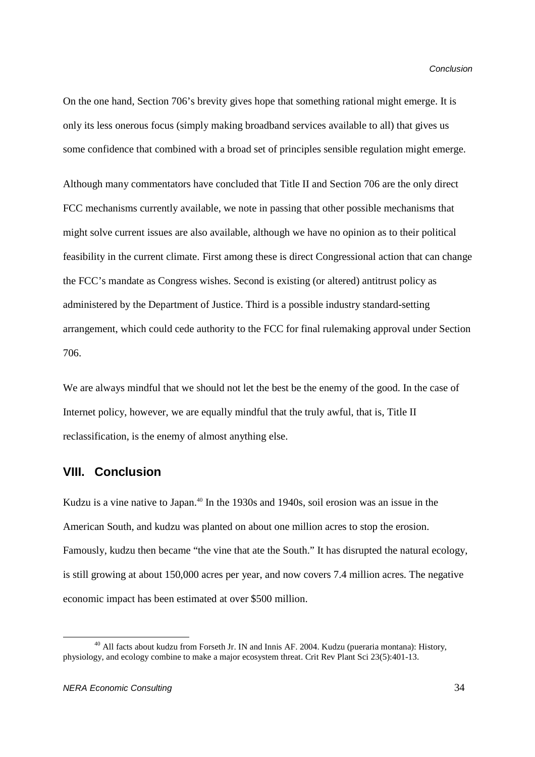On the one hand, Section 706's brevity gives hope that something rational might emerge. It is only its less onerous focus (simply making broadband services available to all) that gives us some confidence that combined with a broad set of principles sensible regulation might emerge.

Although many commentators have concluded that Title II and Section 706 are the only direct FCC mechanisms currently available, we note in passing that other possible mechanisms that might solve current issues are also available, although we have no opinion as to their political feasibility in the current climate. First among these is direct Congressional action that can change the FCC's mandate as Congress wishes. Second is existing (or altered) antitrust policy as administered by the Department of Justice. Third is a possible industry standard-setting arrangement, which could cede authority to the FCC for final rulemaking approval under Section 706.

We are always mindful that we should not let the best be the enemy of the good. In the case of Internet policy, however, we are equally mindful that the truly awful, that is, Title II reclassification, is the enemy of almost anything else.

## VIII. Conclusion

Kudzu is a vine native to Japan.[40] In the 1930s and 1940s, soil erosion was an issue in the American South, and kudzu was planted on about one million acres to stop the erosion. Famously, kudzu then became "the vine that ate the South." It has disrupted the natural ecology, is still growing at about 150,000 acres per year, and now covers 7.4 million acres. The negative economic impact has been estimated at over $500 million.

[40] All facts about kudzu from Forseth Jr. IN and Innis AF. 2004. Kudzu (pueraria montana): History, physiology, and ecology combine to make a major ecosystem threat. Crit Rev Plant Sci 23(5):401-13.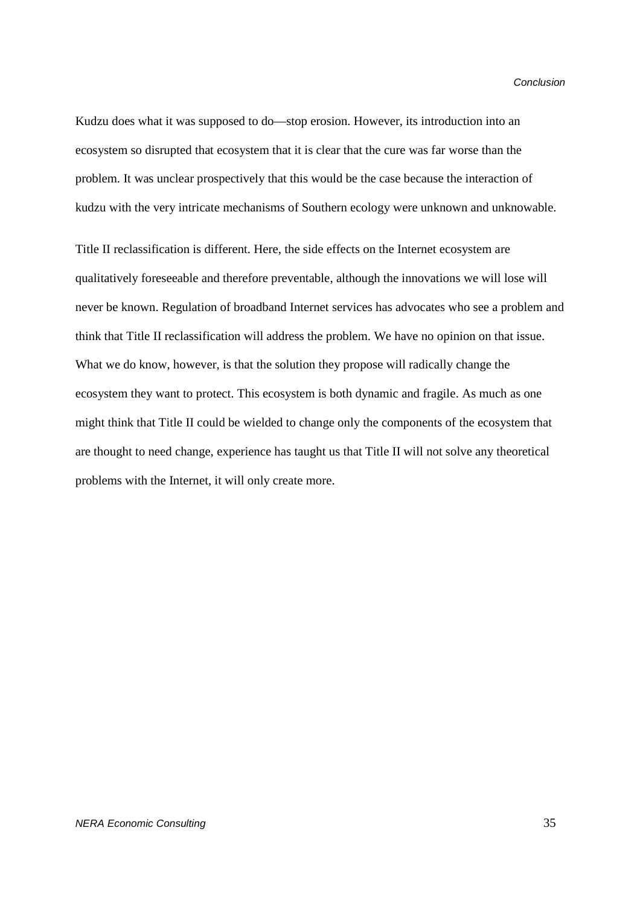Kudzu does what it was supposed to do—stop erosion. However, its introduction into an ecosystem so disrupted that ecosystem that it is clear that the cure was far worse than the problem. It was unclear prospectively that this would be the case because the interaction of kudzu with the very intricate mechanisms of Southern ecology were unknown and unknowable.

Title II reclassification is different. Here, the side effects on the Internet ecosystem are qualitatively foreseeable and therefore preventable, although the innovations we will lose will never be known. Regulation of broadband Internet services has advocates who see a problem and think that Title II reclassification will address the problem. We have no opinion on that issue. What we do know, however, is that the solution they propose will radically change the ecosystem they want to protect. This ecosystem is both dynamic and fragile. As much as one might think that Title II could be wielded to change only the components of the ecosystem that are thought to need change, experience has taught us that Title II will not solve any theoretical problems with the Internet, it will only create more.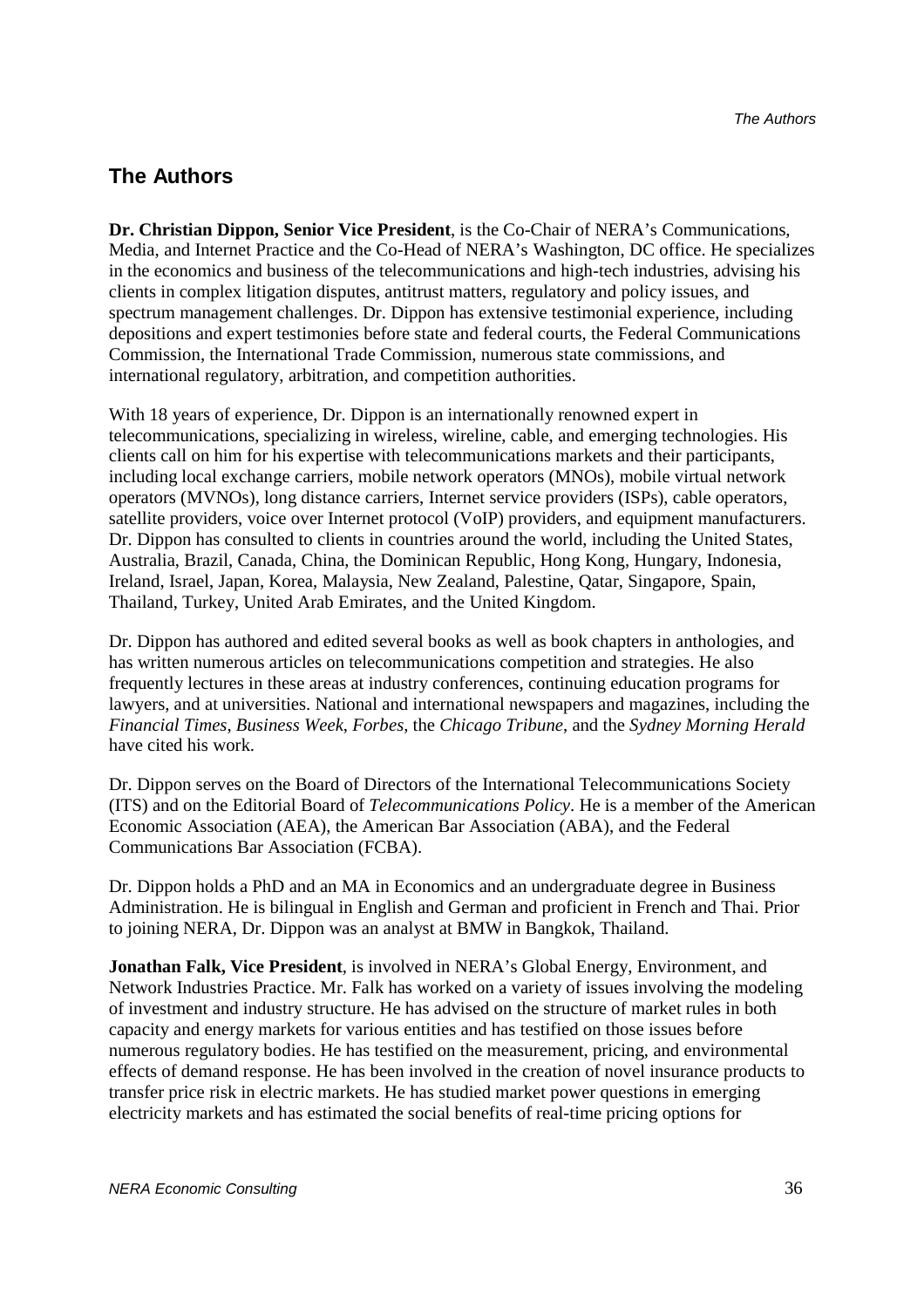## The Authors

**Dr. Christian Dippon, Senior Vice President**, is the Co-Chair of NERA's Communications, Media, and Internet Practice and the Co-Head of NERA's Washington, DC office. He specializes in the economics and business of the telecommunications and high-tech industries, advising his clients in complex litigation disputes, antitrust matters, regulatory and policy issues, and spectrum management challenges. Dr. Dippon has extensive testimonial experience, including depositions and expert testimonies before state and federal courts, the Federal Communications Commission, the International Trade Commission, numerous state commissions, and international regulatory, arbitration, and competition authorities.

With 18 years of experience, Dr. Dippon is an internationally renowned expert in telecommunications, specializing in wireless, wireline, cable, and emerging technologies. His clients call on him for his expertise with telecommunications markets and their participants, including local exchange carriers, mobile network operators (MNOs), mobile virtual network operators (MVNOs), long distance carriers, Internet service providers (ISPs), cable operators, satellite providers, voice over Internet protocol (VoIP) providers, and equipment manufacturers. Dr. Dippon has consulted to clients in countries around the world, including the United States, Australia, Brazil, Canada, China, the Dominican Republic, Hong Kong, Hungary, Indonesia, Ireland, Israel, Japan, Korea, Malaysia, New Zealand, Palestine, Qatar, Singapore, Spain, Thailand, Turkey, United Arab Emirates, and the United Kingdom.

Dr. Dippon has authored and edited several books as well as book chapters in anthologies, and has written numerous articles on telecommunications competition and strategies. He also frequently lectures in these areas at industry conferences, continuing education programs for lawyers, and at universities. National and international newspapers and magazines, including the *Financial Times*, *Business Week*, *Forbes*, the *Chicago Tribune*, and the *Sydney Morning Herald* have cited his work.

Dr. Dippon serves on the Board of Directors of the International Telecommunications Society (ITS) and on the Editorial Board of *Telecommunications Policy*. He is a member of the American Economic Association (AEA), the American Bar Association (ABA), and the Federal Communications Bar Association (FCBA).

Dr. Dippon holds a PhD and an MA in Economics and an undergraduate degree in Business Administration. He is bilingual in English and German and proficient in French and Thai. Prior to joining NERA, Dr. Dippon was an analyst at BMW in Bangkok, Thailand.

**Jonathan Falk, Vice President**, is involved in NERA's Global Energy, Environment, and Network Industries Practice. Mr. Falk has worked on a variety of issues involving the modeling of investment and industry structure. He has advised on the structure of market rules in both capacity and energy markets for various entities and has testified on those issues before numerous regulatory bodies. He has testified on the measurement, pricing, and environmental effects of demand response. He has been involved in the creation of novel insurance products to transfer price risk in electric markets. He has studied market power questions in emerging electricity markets and has estimated the social benefits of real-time pricing options for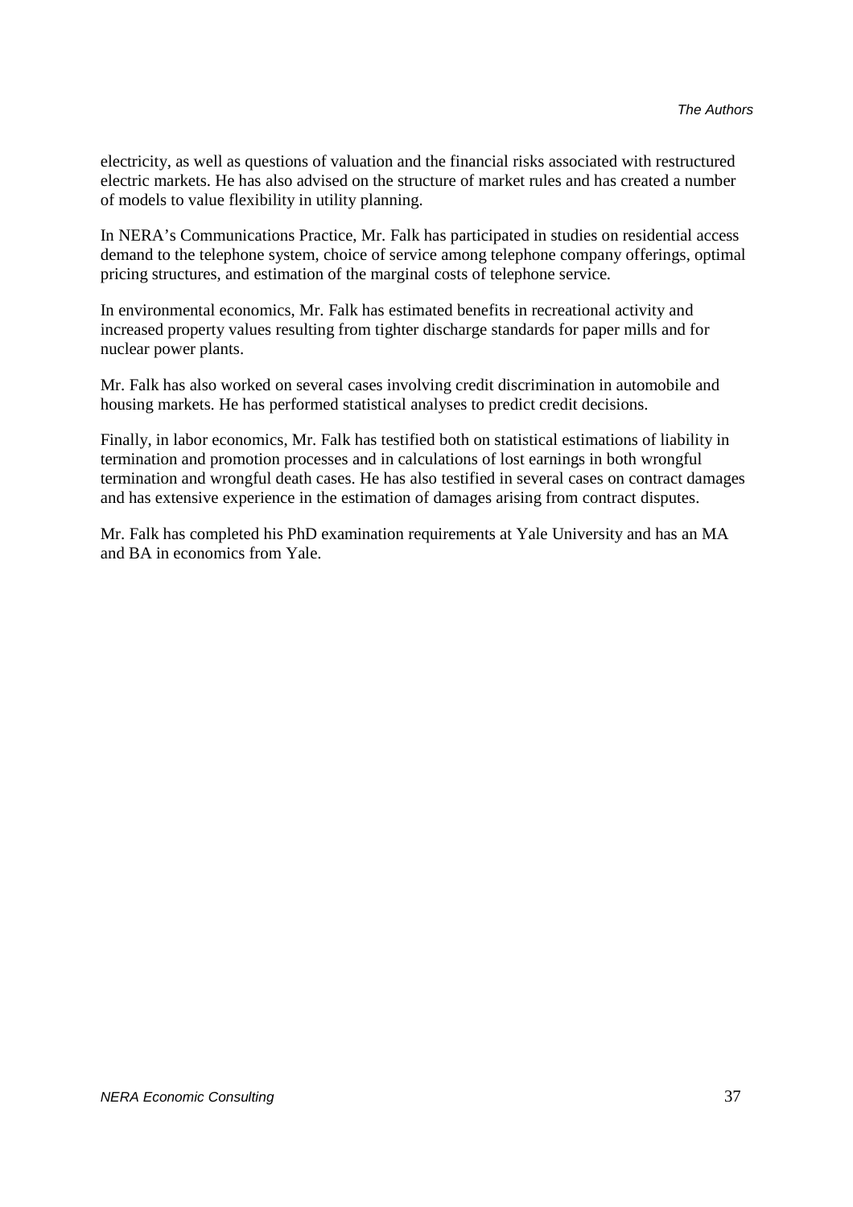electricity, as well as questions of valuation and the financial risks associated with restructured electric markets. He has also advised on the structure of market rules and has created a number of models to value flexibility in utility planning.

In NERA's Communications Practice, Mr. Falk has participated in studies on residential access demand to the telephone system, choice of service among telephone company offerings, optimal pricing structures, and estimation of the marginal costs of telephone service.

In environmental economics, Mr. Falk has estimated benefits in recreational activity and increased property values resulting from tighter discharge standards for paper mills and for nuclear power plants.

Mr. Falk has also worked on several cases involving credit discrimination in automobile and housing markets. He has performed statistical analyses to predict credit decisions.

Finally, in labor economics, Mr. Falk has testified both on statistical estimations of liability in termination and promotion processes and in calculations of lost earnings in both wrongful termination and wrongful death cases. He has also testified in several cases on contract damages and has extensive experience in the estimation of damages arising from contract disputes.

Mr. Falk has completed his PhD examination requirements at Yale University and has an MA and BA in economics from Yale.